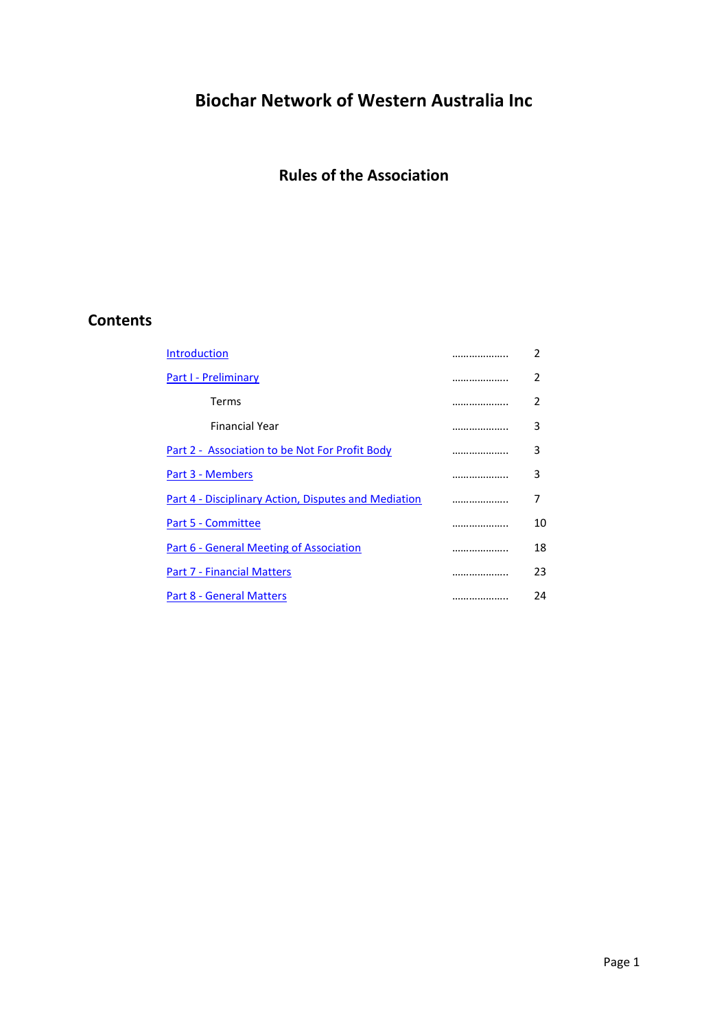# Biochar Network of Western Australia Inc

## Rules of the Association

## Contents

| | | |
|---|---|---|
| Introduction | .................... | 2 |
| Part I - Preliminary | .................... | 2 |
| Terms | .................... | 2 |
| Financial Year | .................... | 3 |
| Part 2 - Association to be Not For Profit Body | .................... | 3 |
| Part 3 - Members | .................... | 3 |
| Part 4 - Disciplinary Action, Disputes and Mediation | .................... | 7 |
| Part 5 - Committee | .................... | 10 |
| Part 6 - General Meeting of Association | .................... | 18 |
| Part 7 - Financial Matters | .................... | 23 |
| Part 8 - General Matters | .................... | 24 |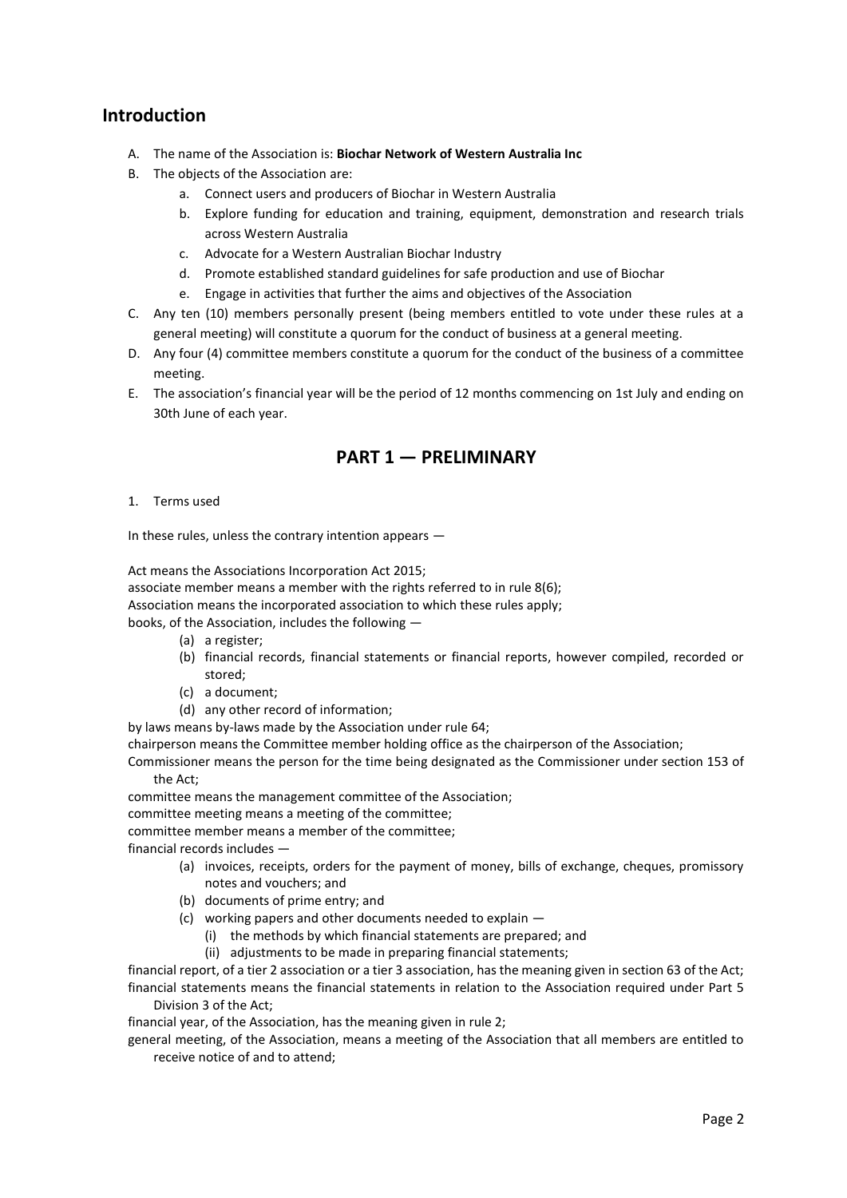## Introduction

A. The name of the Association is: **Biochar Network of Western Australia Inc**

B. The objects of the Association are:

   a. Connect users and producers of Biochar in Western Australia

   b. Explore funding for education and training, equipment, demonstration and research trials across Western Australia

   c. Advocate for a Western Australian Biochar Industry

   d. Promote established standard guidelines for safe production and use of Biochar

   e. Engage in activities that further the aims and objectives of the Association

C. Any ten (10) members personally present (being members entitled to vote under these rules at a general meeting) will constitute a quorum for the conduct of business at a general meeting.

D. Any four (4) committee members constitute a quorum for the conduct of the business of a committee meeting.

E. The association's financial year will be the period of 12 months commencing on 1st July and ending on 30th June of each year.

## PART 1 — PRELIMINARY

1. Terms used

In these rules, unless the contrary intention appears —

Act means the Associations Incorporation Act 2015;

associate member means a member with the rights referred to in rule 8(6);

Association means the incorporated association to which these rules apply;

books, of the Association, includes the following —

- (a) a register;
- (b) financial records, financial statements or financial reports, however compiled, recorded or stored;
- (c) a document;
- (d) any other record of information;

by laws means by-laws made by the Association under rule 64;

chairperson means the Committee member holding office as the chairperson of the Association;

Commissioner means the person for the time being designated as the Commissioner under section 153 of the Act;

committee means the management committee of the Association;

committee meeting means a meeting of the committee;

committee member means a member of the committee;

financial records includes —

- (a) invoices, receipts, orders for the payment of money, bills of exchange, cheques, promissory notes and vouchers; and
- (b) documents of prime entry; and
- (c) working papers and other documents needed to explain —
  - (i) the methods by which financial statements are prepared; and
  - (ii) adjustments to be made in preparing financial statements;

financial report, of a tier 2 association or a tier 3 association, has the meaning given in section 63 of the Act;

financial statements means the financial statements in relation to the Association required under Part 5 Division 3 of the Act;

financial year, of the Association, has the meaning given in rule 2;

general meeting, of the Association, means a meeting of the Association that all members are entitled to receive notice of and to attend;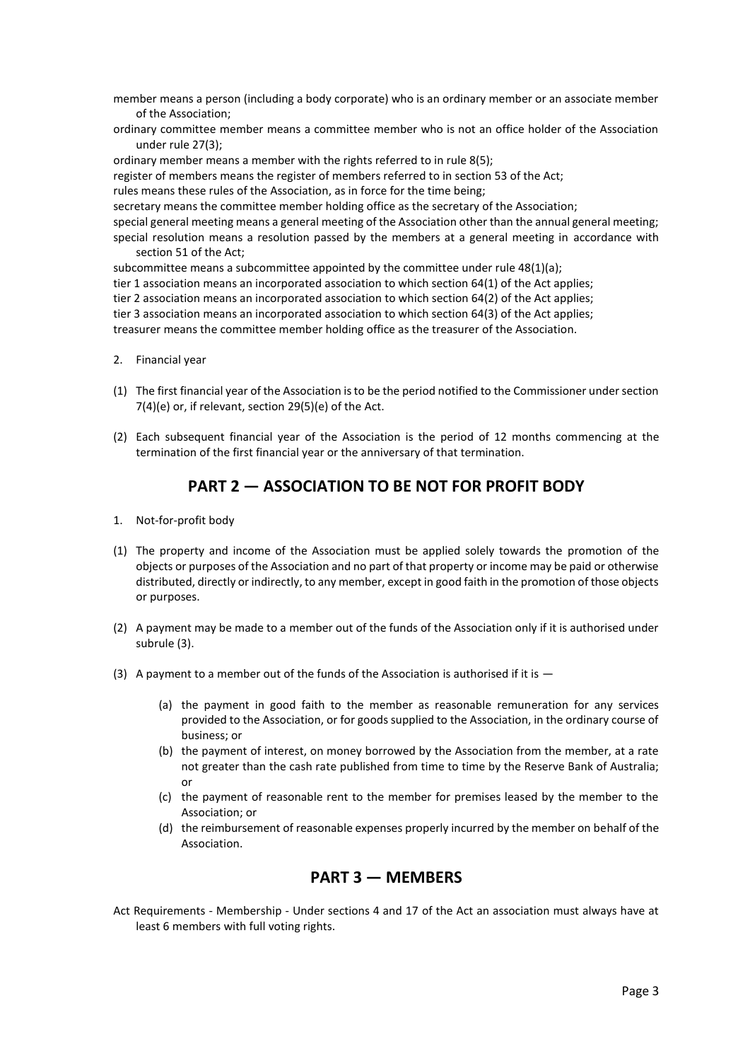member means a person (including a body corporate) who is an ordinary member or an associate member of the Association;

ordinary committee member means a committee member who is not an office holder of the Association under rule 27(3);

ordinary member means a member with the rights referred to in rule 8(5);

register of members means the register of members referred to in section 53 of the Act;

rules means these rules of the Association, as in force for the time being;

secretary means the committee member holding office as the secretary of the Association;

special general meeting means a general meeting of the Association other than the annual general meeting;

special resolution means a resolution passed by the members at a general meeting in accordance with section 51 of the Act;

subcommittee means a subcommittee appointed by the committee under rule 48(1)(a);

tier 1 association means an incorporated association to which section 64(1) of the Act applies;

tier 2 association means an incorporated association to which section 64(2) of the Act applies;

tier 3 association means an incorporated association to which section 64(3) of the Act applies;

treasurer means the committee member holding office as the treasurer of the Association.

2. Financial year

(1) The first financial year of the Association is to be the period notified to the Commissioner under section 7(4)(e) or, if relevant, section 29(5)(e) of the Act.

(2) Each subsequent financial year of the Association is the period of 12 months commencing at the termination of the first financial year or the anniversary of that termination.

## PART 2 — ASSOCIATION TO BE NOT FOR PROFIT BODY

1. Not-for-profit body

(1) The property and income of the Association must be applied solely towards the promotion of the objects or purposes of the Association and no part of that property or income may be paid or otherwise distributed, directly or indirectly, to any member, except in good faith in the promotion of those objects or purposes.

(2) A payment may be made to a member out of the funds of the Association only if it is authorised under subrule (3).

(3) A payment to a member out of the funds of the Association is authorised if it is —

   (a) the payment in good faith to the member as reasonable remuneration for any services provided to the Association, or for goods supplied to the Association, in the ordinary course of business; or

   (b) the payment of interest, on money borrowed by the Association from the member, at a rate not greater than the cash rate published from time to time by the Reserve Bank of Australia; or

   (c) the payment of reasonable rent to the member for premises leased by the member to the Association; or

   (d) the reimbursement of reasonable expenses properly incurred by the member on behalf of the Association.

## PART 3 — MEMBERS

Act Requirements - Membership - Under sections 4 and 17 of the Act an association must always have at least 6 members with full voting rights.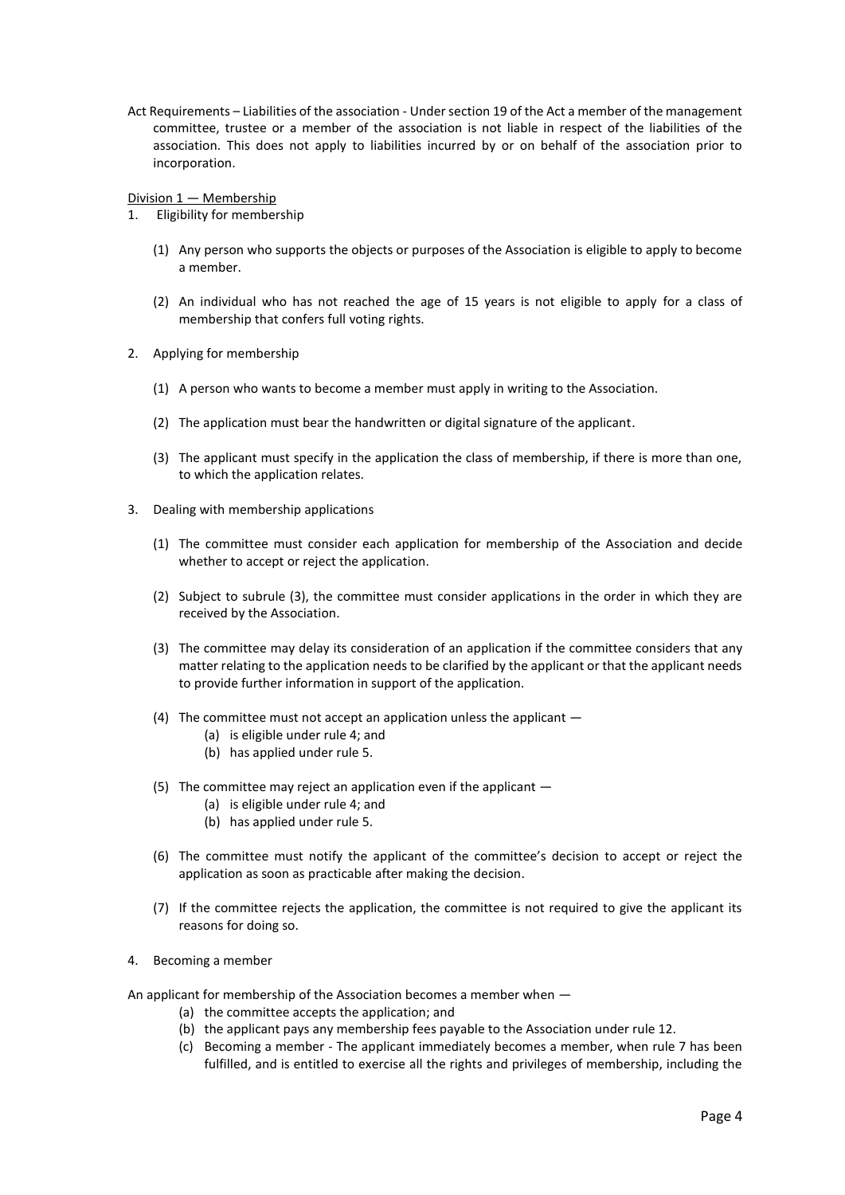Act Requirements – Liabilities of the association - Under section 19 of the Act a member of the management committee, trustee or a member of the association is not liable in respect of the liabilities of the association. This does not apply to liabilities incurred by or on behalf of the association prior to incorporation.

Division 1 — Membership

1. Eligibility for membership

   (1) Any person who supports the objects or purposes of the Association is eligible to apply to become a member.

   (2) An individual who has not reached the age of 15 years is not eligible to apply for a class of membership that confers full voting rights.

2. Applying for membership

   (1) A person who wants to become a member must apply in writing to the Association.

   (2) The application must bear the handwritten or digital signature of the applicant.

   (3) The applicant must specify in the application the class of membership, if there is more than one, to which the application relates.

3. Dealing with membership applications

   (1) The committee must consider each application for membership of the Association and decide whether to accept or reject the application.

   (2) Subject to subrule (3), the committee must consider applications in the order in which they are received by the Association.

   (3) The committee may delay its consideration of an application if the committee considers that any matter relating to the application needs to be clarified by the applicant or that the applicant needs to provide further information in support of the application.

   (4) The committee must not accept an application unless the applicant —
      (a) is eligible under rule 4; and
      (b) has applied under rule 5.

   (5) The committee may reject an application even if the applicant —
      (a) is eligible under rule 4; and
      (b) has applied under rule 5.

   (6) The committee must notify the applicant of the committee's decision to accept or reject the application as soon as practicable after making the decision.

   (7) If the committee rejects the application, the committee is not required to give the applicant its reasons for doing so.

4. Becoming a member

An applicant for membership of the Association becomes a member when —

   (a) the committee accepts the application; and
   (b) the applicant pays any membership fees payable to the Association under rule 12.
   (c) Becoming a member - The applicant immediately becomes a member, when rule 7 has been fulfilled, and is entitled to exercise all the rights and privileges of membership, including the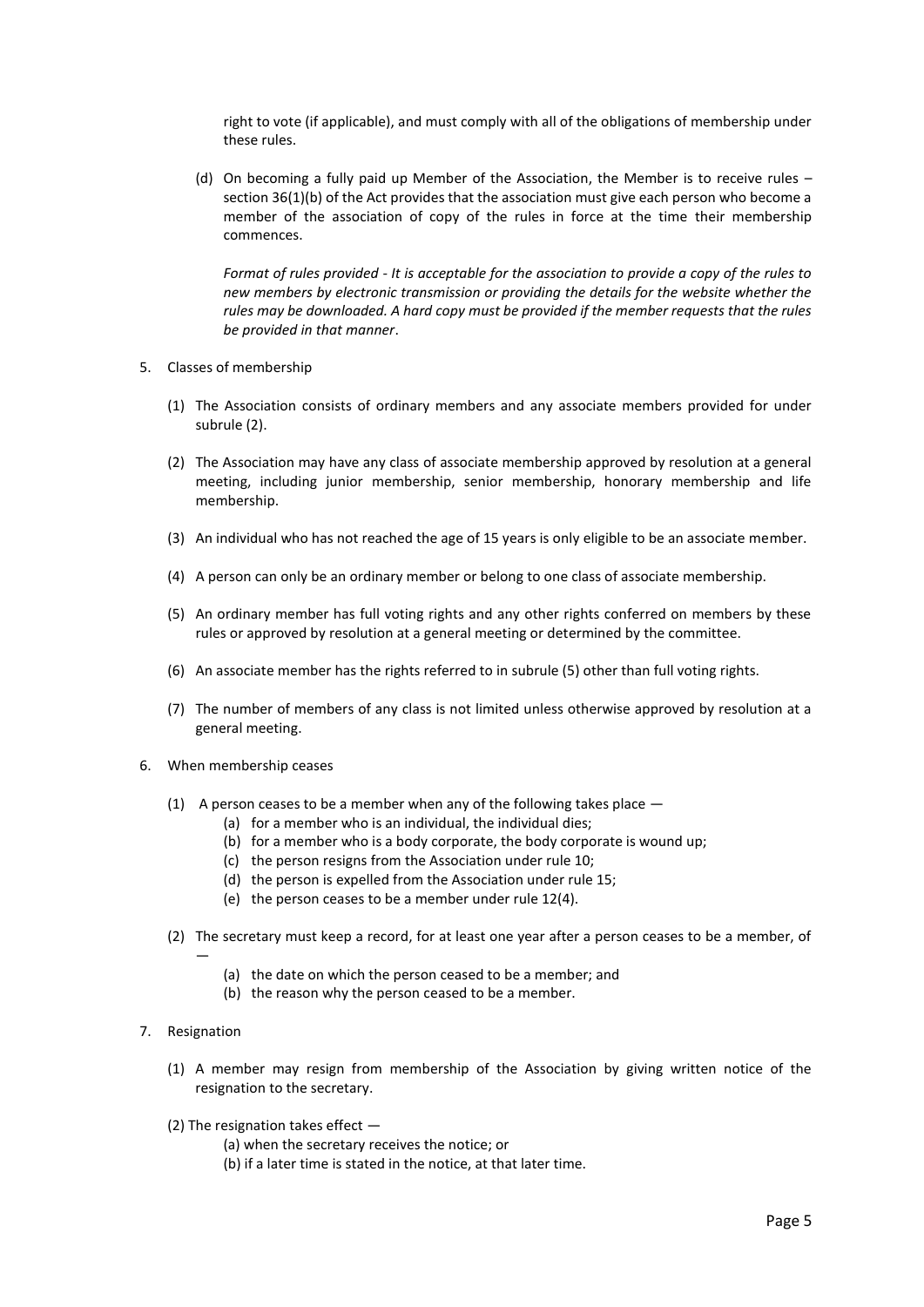right to vote (if applicable), and must comply with all of the obligations of membership under these rules.

(d) On becoming a fully paid up Member of the Association, the Member is to receive rules – section 36(1)(b) of the Act provides that the association must give each person who become a member of the association of copy of the rules in force at the time their membership commences.

*Format of rules provided - It is acceptable for the association to provide a copy of the rules to new members by electronic transmission or providing the details for the website whether the rules may be downloaded. A hard copy must be provided if the member requests that the rules be provided in that manner*.

5. Classes of membership

(1) The Association consists of ordinary members and any associate members provided for under subrule (2).

(2) The Association may have any class of associate membership approved by resolution at a general meeting, including junior membership, senior membership, honorary membership and life membership.

(3) An individual who has not reached the age of 15 years is only eligible to be an associate member.

(4) A person can only be an ordinary member or belong to one class of associate membership.

(5) An ordinary member has full voting rights and any other rights conferred on members by these rules or approved by resolution at a general meeting or determined by the committee.

(6) An associate member has the rights referred to in subrule (5) other than full voting rights.

(7) The number of members of any class is not limited unless otherwise approved by resolution at a general meeting.

6. When membership ceases

(1) A person ceases to be a member when any of the following takes place —
   (a) for a member who is an individual, the individual dies;
   (b) for a member who is a body corporate, the body corporate is wound up;
   (c) the person resigns from the Association under rule 10;
   (d) the person is expelled from the Association under rule 15;
   (e) the person ceases to be a member under rule 12(4).

(2) The secretary must keep a record, for at least one year after a person ceases to be a member, of —
   (a) the date on which the person ceased to be a member; and
   (b) the reason why the person ceased to be a member.

7. Resignation

(1) A member may resign from membership of the Association by giving written notice of the resignation to the secretary.

(2) The resignation takes effect —
   (a) when the secretary receives the notice; or
   (b) if a later time is stated in the notice, at that later time.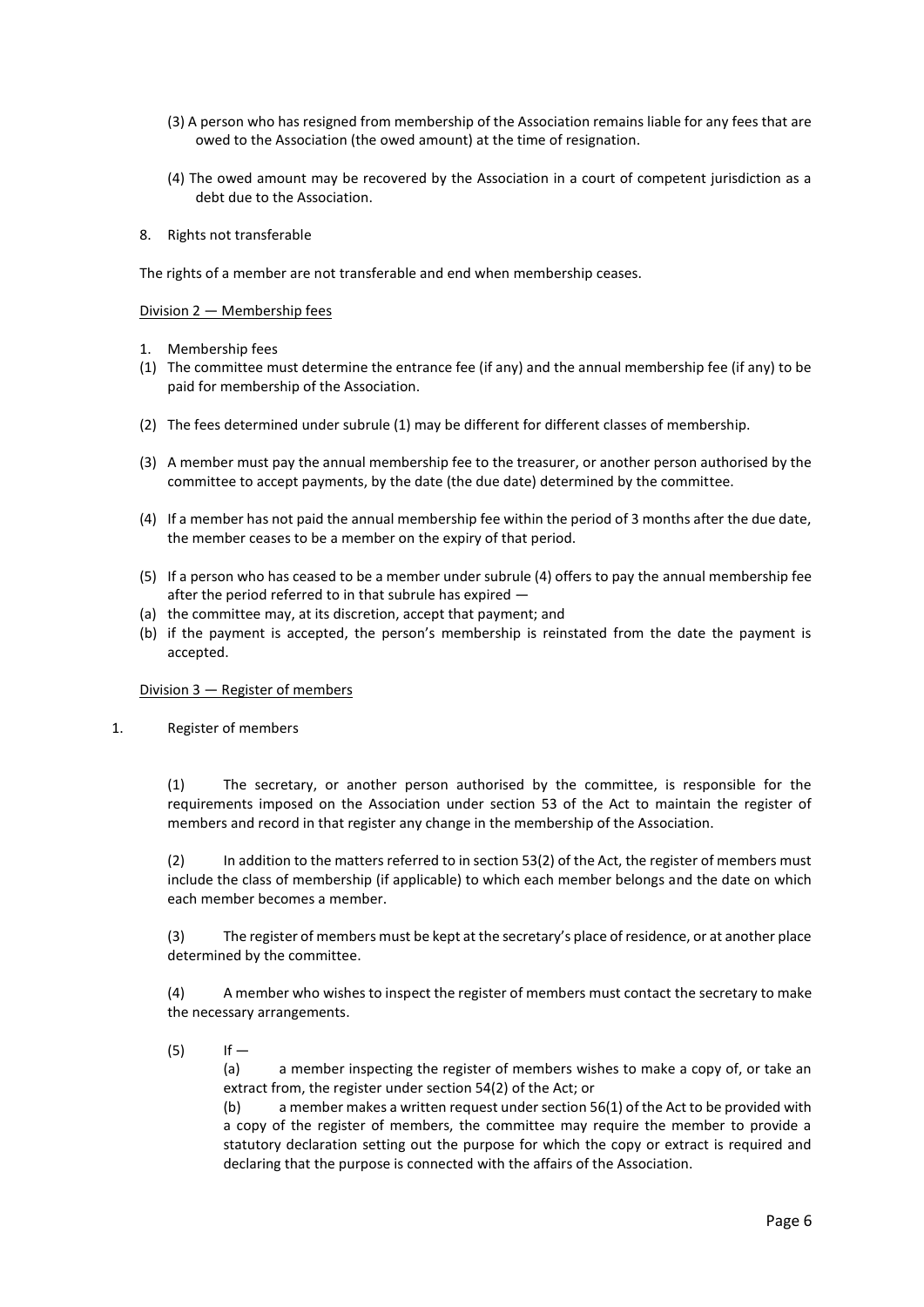(3) A person who has resigned from membership of the Association remains liable for any fees that are owed to the Association (the owed amount) at the time of resignation.

(4) The owed amount may be recovered by the Association in a court of competent jurisdiction as a debt due to the Association.

8. Rights not transferable

The rights of a member are not transferable and end when membership ceases.

Division 2 — Membership fees

1. Membership fees

(1) The committee must determine the entrance fee (if any) and the annual membership fee (if any) to be paid for membership of the Association.

(2) The fees determined under subrule (1) may be different for different classes of membership.

(3) A member must pay the annual membership fee to the treasurer, or another person authorised by the committee to accept payments, by the date (the due date) determined by the committee.

(4) If a member has not paid the annual membership fee within the period of 3 months after the due date, the member ceases to be a member on the expiry of that period.

(5) If a person who has ceased to be a member under subrule (4) offers to pay the annual membership fee after the period referred to in that subrule has expired —

(a) the committee may, at its discretion, accept that payment; and

(b) if the payment is accepted, the person's membership is reinstated from the date the payment is accepted.

Division 3 — Register of members

1. Register of members

(1) The secretary, or another person authorised by the committee, is responsible for the requirements imposed on the Association under section 53 of the Act to maintain the register of members and record in that register any change in the membership of the Association.

(2) In addition to the matters referred to in section 53(2) of the Act, the register of members must include the class of membership (if applicable) to which each member belongs and the date on which each member becomes a member.

(3) The register of members must be kept at the secretary's place of residence, or at another place determined by the committee.

(4) A member who wishes to inspect the register of members must contact the secretary to make the necessary arrangements.

(5) If —

(a) a member inspecting the register of members wishes to make a copy of, or take an extract from, the register under section 54(2) of the Act; or

(b) a member makes a written request under section 56(1) of the Act to be provided with a copy of the register of members, the committee may require the member to provide a statutory declaration setting out the purpose for which the copy or extract is required and declaring that the purpose is connected with the affairs of the Association.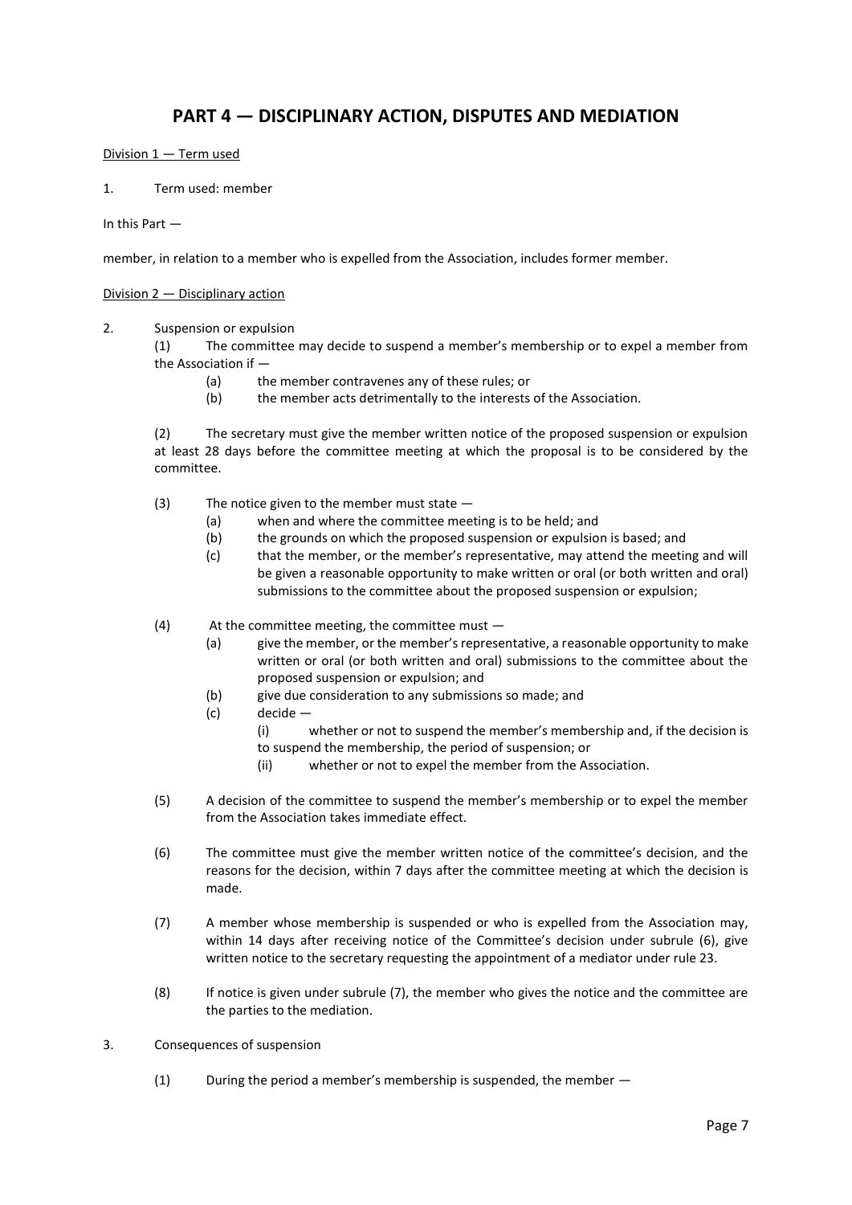# PART 4 — DISCIPLINARY ACTION, DISPUTES AND MEDIATION

Division 1 — Term used

1. Term used: member

In this Part —

member, in relation to a member who is expelled from the Association, includes former member.

Division 2 — Disciplinary action

2. Suspension or expulsion

(1) The committee may decide to suspend a member's membership or to expel a member from the Association if —

(a) the member contravenes any of these rules; or

(b) the member acts detrimentally to the interests of the Association.

(2) The secretary must give the member written notice of the proposed suspension or expulsion at least 28 days before the committee meeting at which the proposal is to be considered by the committee.

(3) The notice given to the member must state —

(a) when and where the committee meeting is to be held; and

(b) the grounds on which the proposed suspension or expulsion is based; and

(c) that the member, or the member's representative, may attend the meeting and will be given a reasonable opportunity to make written or oral (or both written and oral) submissions to the committee about the proposed suspension or expulsion;

(4) At the committee meeting, the committee must —

(a) give the member, or the member's representative, a reasonable opportunity to make written or oral (or both written and oral) submissions to the committee about the proposed suspension or expulsion; and

(b) give due consideration to any submissions so made; and

(c) decide —

(i) whether or not to suspend the member's membership and, if the decision is to suspend the membership, the period of suspension; or

(ii) whether or not to expel the member from the Association.

(5) A decision of the committee to suspend the member's membership or to expel the member from the Association takes immediate effect.

(6) The committee must give the member written notice of the committee's decision, and the reasons for the decision, within 7 days after the committee meeting at which the decision is made.

(7) A member whose membership is suspended or who is expelled from the Association may, within 14 days after receiving notice of the Committee's decision under subrule (6), give written notice to the secretary requesting the appointment of a mediator under rule 23.

(8) If notice is given under subrule (7), the member who gives the notice and the committee are the parties to the mediation.

3. Consequences of suspension

(1) During the period a member's membership is suspended, the member —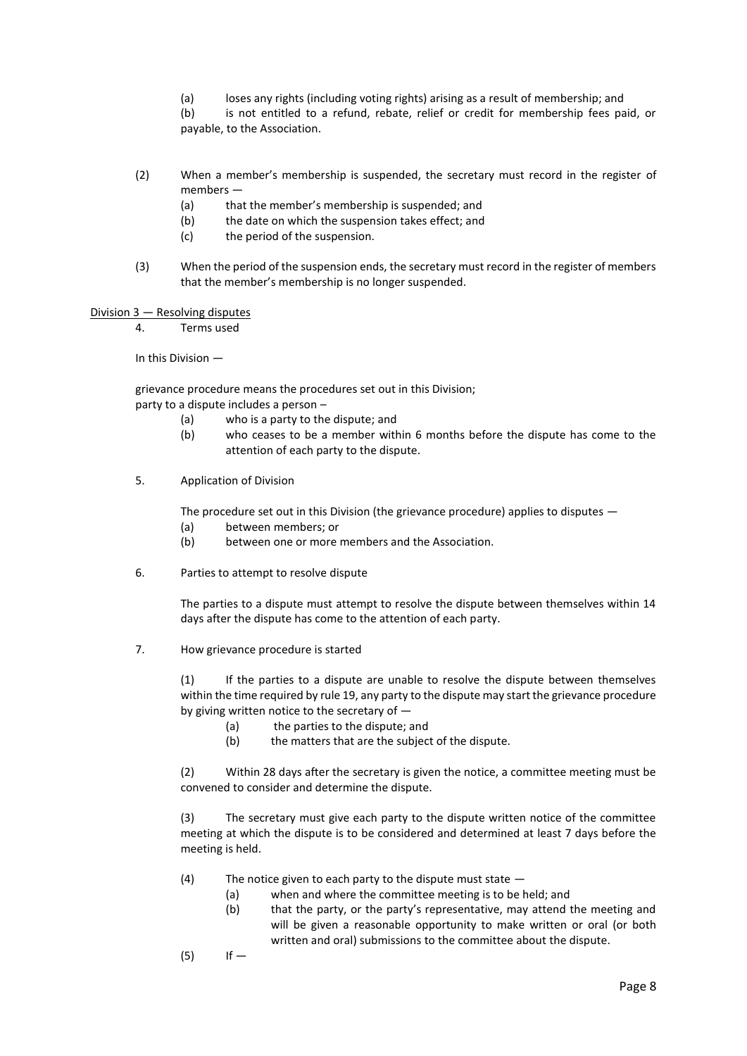(a) loses any rights (including voting rights) arising as a result of membership; and

(b) is not entitled to a refund, rebate, relief or credit for membership fees paid, or payable, to the Association.

(2) When a member's membership is suspended, the secretary must record in the register of members —

- (a) that the member's membership is suspended; and
- (b) the date on which the suspension takes effect; and
- (c) the period of the suspension.

(3) When the period of the suspension ends, the secretary must record in the register of members that the member's membership is no longer suspended.

Division 3 — Resolving disputes

4. Terms used

In this Division —

grievance procedure means the procedures set out in this Division;

party to a dispute includes a person –

- (a) who is a party to the dispute; and
- (b) who ceases to be a member within 6 months before the dispute has come to the attention of each party to the dispute.

5. Application of Division

The procedure set out in this Division (the grievance procedure) applies to disputes —

- (a) between members; or
- (b) between one or more members and the Association.

6. Parties to attempt to resolve dispute

The parties to a dispute must attempt to resolve the dispute between themselves within 14 days after the dispute has come to the attention of each party.

7. How grievance procedure is started

(1) If the parties to a dispute are unable to resolve the dispute between themselves within the time required by rule 19, any party to the dispute may start the grievance procedure by giving written notice to the secretary of —

- (a) the parties to the dispute; and
- (b) the matters that are the subject of the dispute.

(2) Within 28 days after the secretary is given the notice, a committee meeting must be convened to consider and determine the dispute.

(3) The secretary must give each party to the dispute written notice of the committee meeting at which the dispute is to be considered and determined at least 7 days before the meeting is held.

(4) The notice given to each party to the dispute must state —

- (a) when and where the committee meeting is to be held; and
- (b) that the party, or the party's representative, may attend the meeting and will be given a reasonable opportunity to make written or oral (or both written and oral) submissions to the committee about the dispute.

(5) If —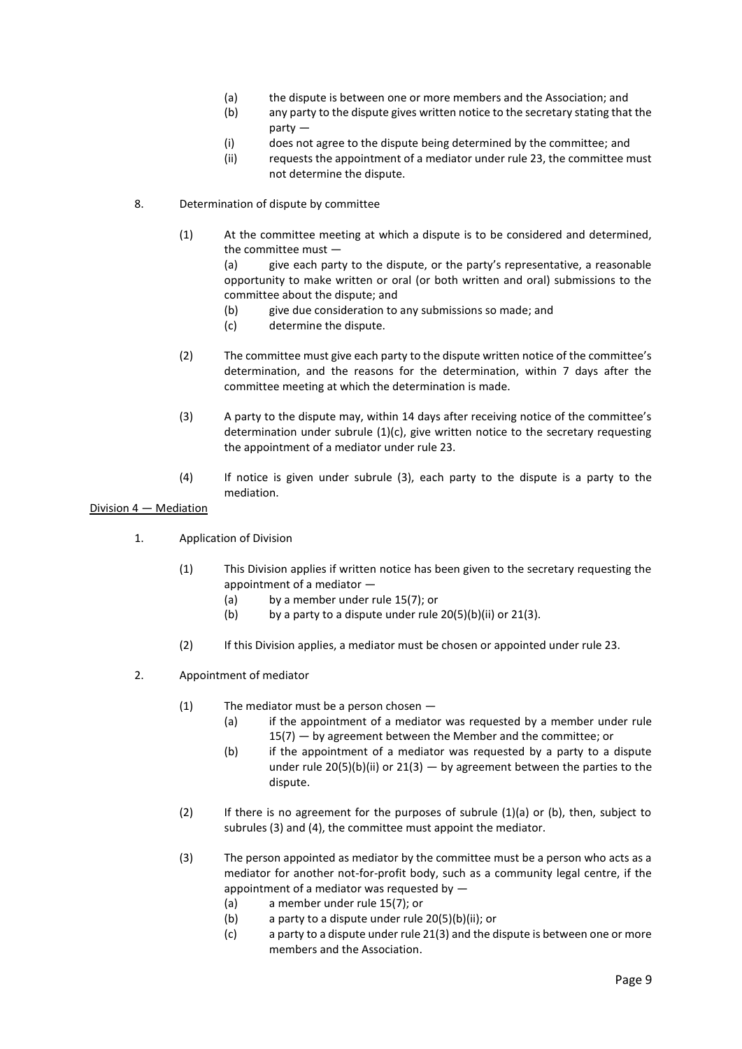(a) the dispute is between one or more members and the Association; and

(b) any party to the dispute gives written notice to the secretary stating that the party —

(i) does not agree to the dispute being determined by the committee; and

(ii) requests the appointment of a mediator under rule 23, the committee must not determine the dispute.

8. Determination of dispute by committee

(1) At the committee meeting at which a dispute is to be considered and determined, the committee must —

(a) give each party to the dispute, or the party's representative, a reasonable opportunity to make written or oral (or both written and oral) submissions to the committee about the dispute; and

(b) give due consideration to any submissions so made; and

(c) determine the dispute.

(2) The committee must give each party to the dispute written notice of the committee's determination, and the reasons for the determination, within 7 days after the committee meeting at which the determination is made.

(3) A party to the dispute may, within 14 days after receiving notice of the committee's determination under subrule (1)(c), give written notice to the secretary requesting the appointment of a mediator under rule 23.

(4) If notice is given under subrule (3), each party to the dispute is a party to the mediation.

<u>Division 4 — Mediation</u>

1. Application of Division

(1) This Division applies if written notice has been given to the secretary requesting the appointment of a mediator —

(a) by a member under rule 15(7); or

(b) by a party to a dispute under rule 20(5)(b)(ii) or 21(3).

(2) If this Division applies, a mediator must be chosen or appointed under rule 23.

2. Appointment of mediator

(1) The mediator must be a person chosen —

(a) if the appointment of a mediator was requested by a member under rule 15(7) — by agreement between the Member and the committee; or

(b) if the appointment of a mediator was requested by a party to a dispute under rule 20(5)(b)(ii) or 21(3) — by agreement between the parties to the dispute.

(2) If there is no agreement for the purposes of subrule (1)(a) or (b), then, subject to subrules (3) and (4), the committee must appoint the mediator.

(3) The person appointed as mediator by the committee must be a person who acts as a mediator for another not-for-profit body, such as a community legal centre, if the appointment of a mediator was requested by —

(a) a member under rule 15(7); or

(b) a party to a dispute under rule 20(5)(b)(ii); or

(c) a party to a dispute under rule 21(3) and the dispute is between one or more members and the Association.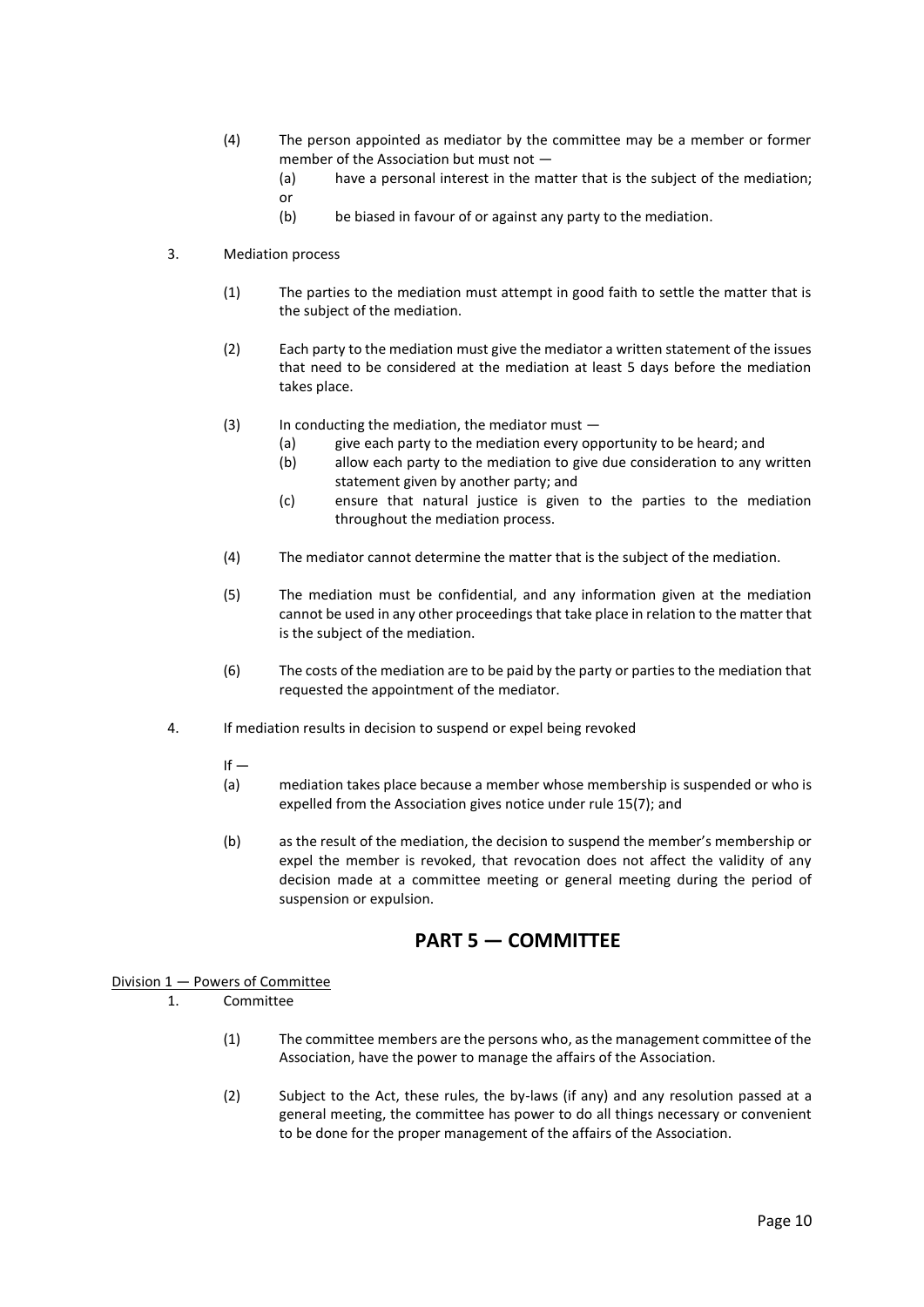(4) The person appointed as mediator by the committee may be a member or former member of the Association but must not —

   (a) have a personal interest in the matter that is the subject of the mediation; or

   (b) be biased in favour of or against any party to the mediation.

3. Mediation process

   (1) The parties to the mediation must attempt in good faith to settle the matter that is the subject of the mediation.

   (2) Each party to the mediation must give the mediator a written statement of the issues that need to be considered at the mediation at least 5 days before the mediation takes place.

   (3) In conducting the mediation, the mediator must —

      (a) give each party to the mediation every opportunity to be heard; and

      (b) allow each party to the mediation to give due consideration to any written statement given by another party; and

      (c) ensure that natural justice is given to the parties to the mediation throughout the mediation process.

   (4) The mediator cannot determine the matter that is the subject of the mediation.

   (5) The mediation must be confidential, and any information given at the mediation cannot be used in any other proceedings that take place in relation to the matter that is the subject of the mediation.

   (6) The costs of the mediation are to be paid by the party or parties to the mediation that requested the appointment of the mediator.

4. If mediation results in decision to suspend or expel being revoked

   If —

   (a) mediation takes place because a member whose membership is suspended or who is expelled from the Association gives notice under rule 15(7); and

   (b) as the result of the mediation, the decision to suspend the member's membership or expel the member is revoked, that revocation does not affect the validity of any decision made at a committee meeting or general meeting during the period of suspension or expulsion.

## PART 5 — COMMITTEE

Division 1 — Powers of Committee

1. Committee

   (1) The committee members are the persons who, as the management committee of the Association, have the power to manage the affairs of the Association.

   (2) Subject to the Act, these rules, the by-laws (if any) and any resolution passed at a general meeting, the committee has power to do all things necessary or convenient to be done for the proper management of the affairs of the Association.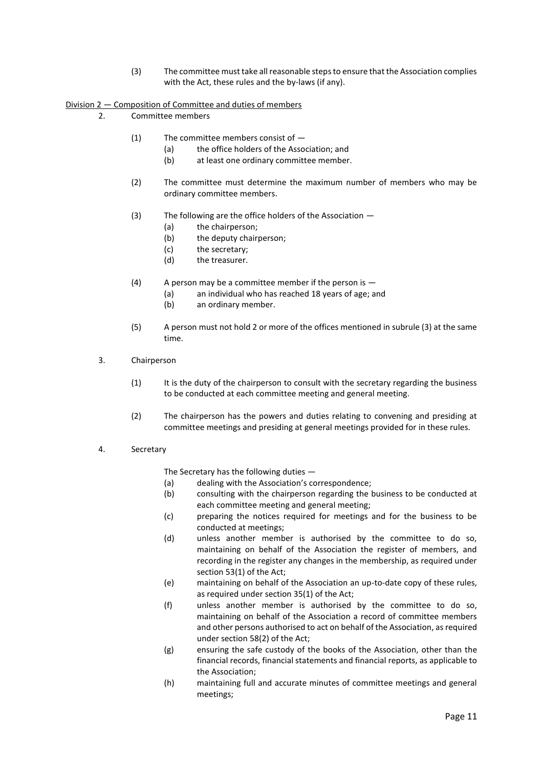(3) The committee must take all reasonable steps to ensure that the Association complies with the Act, these rules and the by-laws (if any).

Division 2 — Composition of Committee and duties of members

2. Committee members

(1) The committee members consist of —

(a) the office holders of the Association; and

(b) at least one ordinary committee member.

(2) The committee must determine the maximum number of members who may be ordinary committee members.

(3) The following are the office holders of the Association —

(a) the chairperson;

(b) the deputy chairperson;

(c) the secretary;

(d) the treasurer.

(4) A person may be a committee member if the person is —

(a) an individual who has reached 18 years of age; and

(b) an ordinary member.

(5) A person must not hold 2 or more of the offices mentioned in subrule (3) at the same time.

3. Chairperson

(1) It is the duty of the chairperson to consult with the secretary regarding the business to be conducted at each committee meeting and general meeting.

(2) The chairperson has the powers and duties relating to convening and presiding at committee meetings and presiding at general meetings provided for in these rules.

4. Secretary

The Secretary has the following duties —

(a) dealing with the Association's correspondence;

(b) consulting with the chairperson regarding the business to be conducted at each committee meeting and general meeting;

(c) preparing the notices required for meetings and for the business to be conducted at meetings;

(d) unless another member is authorised by the committee to do so, maintaining on behalf of the Association the register of members, and recording in the register any changes in the membership, as required under section 53(1) of the Act;

(e) maintaining on behalf of the Association an up-to-date copy of these rules, as required under section 35(1) of the Act;

(f) unless another member is authorised by the committee to do so, maintaining on behalf of the Association a record of committee members and other persons authorised to act on behalf of the Association, as required under section 58(2) of the Act;

(g) ensuring the safe custody of the books of the Association, other than the financial records, financial statements and financial reports, as applicable to the Association;

(h) maintaining full and accurate minutes of committee meetings and general meetings;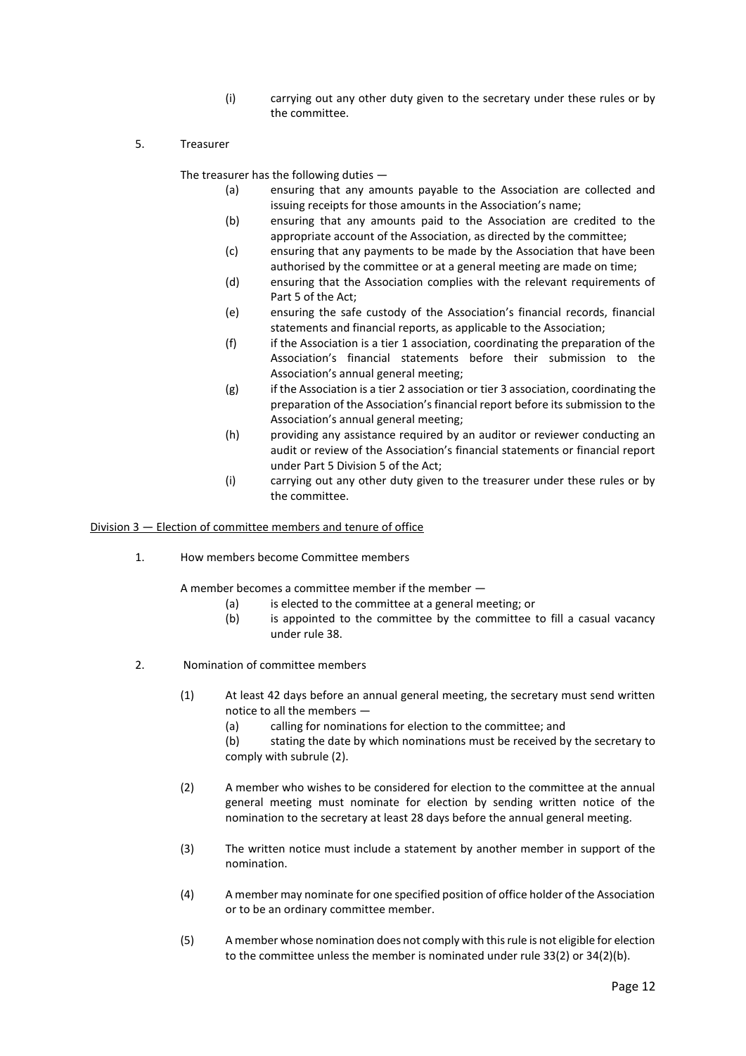(i) carrying out any other duty given to the secretary under these rules or by the committee.

5. Treasurer

The treasurer has the following duties —

(a) ensuring that any amounts payable to the Association are collected and issuing receipts for those amounts in the Association's name;

(b) ensuring that any amounts paid to the Association are credited to the appropriate account of the Association, as directed by the committee;

(c) ensuring that any payments to be made by the Association that have been authorised by the committee or at a general meeting are made on time;

(d) ensuring that the Association complies with the relevant requirements of Part 5 of the Act;

(e) ensuring the safe custody of the Association's financial records, financial statements and financial reports, as applicable to the Association;

(f) if the Association is a tier 1 association, coordinating the preparation of the Association's financial statements before their submission to the Association's annual general meeting;

(g) if the Association is a tier 2 association or tier 3 association, coordinating the preparation of the Association's financial report before its submission to the Association's annual general meeting;

(h) providing any assistance required by an auditor or reviewer conducting an audit or review of the Association's financial statements or financial report under Part 5 Division 5 of the Act;

(i) carrying out any other duty given to the treasurer under these rules or by the committee.

<u>Division 3 — Election of committee members and tenure of office</u>

1. How members become Committee members

A member becomes a committee member if the member —

(a) is elected to the committee at a general meeting; or

(b) is appointed to the committee by the committee to fill a casual vacancy under rule 38.

2. Nomination of committee members

(1) At least 42 days before an annual general meeting, the secretary must send written notice to all the members —

(a) calling for nominations for election to the committee; and

(b) stating the date by which nominations must be received by the secretary to comply with subrule (2).

(2) A member who wishes to be considered for election to the committee at the annual general meeting must nominate for election by sending written notice of the nomination to the secretary at least 28 days before the annual general meeting.

(3) The written notice must include a statement by another member in support of the nomination.

(4) A member may nominate for one specified position of office holder of the Association or to be an ordinary committee member.

(5) A member whose nomination does not comply with this rule is not eligible for election to the committee unless the member is nominated under rule 33(2) or 34(2)(b).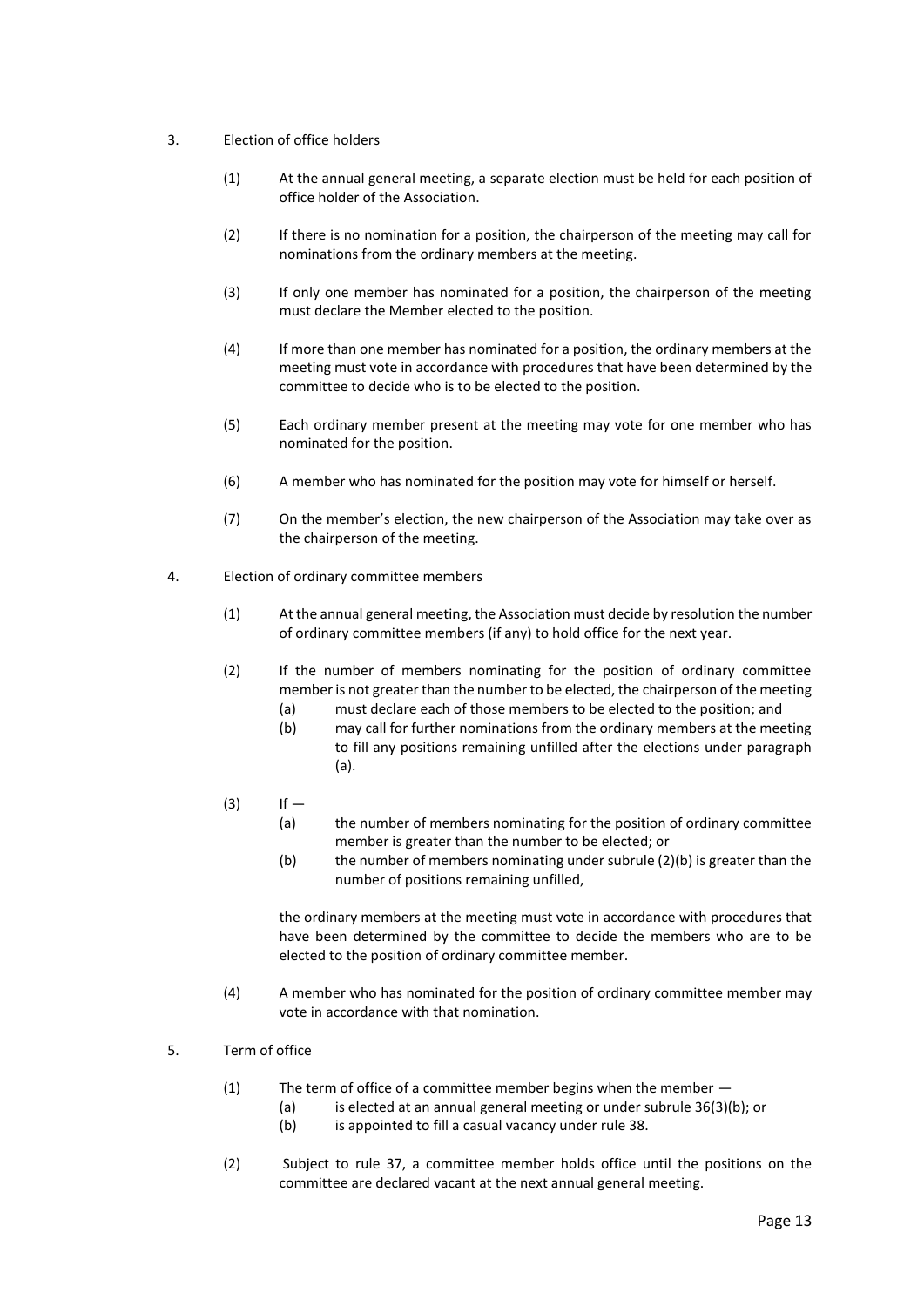3. Election of office holders

(1) At the annual general meeting, a separate election must be held for each position of office holder of the Association.

(2) If there is no nomination for a position, the chairperson of the meeting may call for nominations from the ordinary members at the meeting.

(3) If only one member has nominated for a position, the chairperson of the meeting must declare the Member elected to the position.

(4) If more than one member has nominated for a position, the ordinary members at the meeting must vote in accordance with procedures that have been determined by the committee to decide who is to be elected to the position.

(5) Each ordinary member present at the meeting may vote for one member who has nominated for the position.

(6) A member who has nominated for the position may vote for himself or herself.

(7) On the member's election, the new chairperson of the Association may take over as the chairperson of the meeting.

4. Election of ordinary committee members

(1) At the annual general meeting, the Association must decide by resolution the number of ordinary committee members (if any) to hold office for the next year.

(2) If the number of members nominating for the position of ordinary committee member is not greater than the number to be elected, the chairperson of the meeting
   - (a) must declare each of those members to be elected to the position; and
   - (b) may call for further nominations from the ordinary members at the meeting to fill any positions remaining unfilled after the elections under paragraph (a).

(3) If —
   - (a) the number of members nominating for the position of ordinary committee member is greater than the number to be elected; or
   - (b) the number of members nominating under subrule (2)(b) is greater than the number of positions remaining unfilled,

   the ordinary members at the meeting must vote in accordance with procedures that have been determined by the committee to decide the members who are to be elected to the position of ordinary committee member.

(4) A member who has nominated for the position of ordinary committee member may vote in accordance with that nomination.

5. Term of office

(1) The term of office of a committee member begins when the member —
   - (a) is elected at an annual general meeting or under subrule 36(3)(b); or
   - (b) is appointed to fill a casual vacancy under rule 38.

(2) Subject to rule 37, a committee member holds office until the positions on the committee are declared vacant at the next annual general meeting.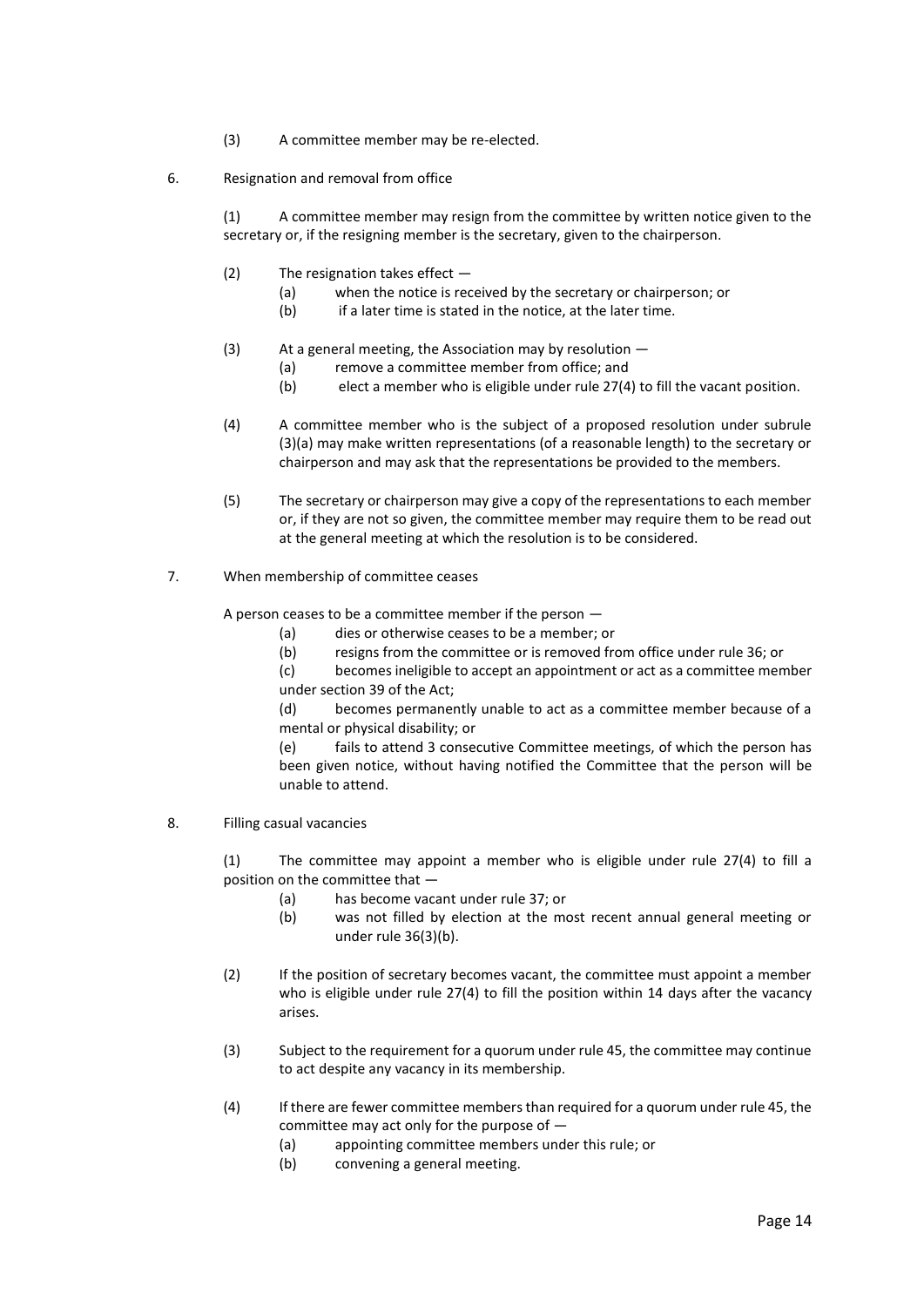(3) A committee member may be re-elected.

6. Resignation and removal from office

(1) A committee member may resign from the committee by written notice given to the secretary or, if the resigning member is the secretary, given to the chairperson.

(2) The resignation takes effect —
 (a) when the notice is received by the secretary or chairperson; or
 (b) if a later time is stated in the notice, at the later time.

(3) At a general meeting, the Association may by resolution —
 (a) remove a committee member from office; and
 (b) elect a member who is eligible under rule 27(4) to fill the vacant position.

(4) A committee member who is the subject of a proposed resolution under subrule (3)(a) may make written representations (of a reasonable length) to the secretary or chairperson and may ask that the representations be provided to the members.

(5) The secretary or chairperson may give a copy of the representations to each member or, if they are not so given, the committee member may require them to be read out at the general meeting at which the resolution is to be considered.

7. When membership of committee ceases

A person ceases to be a committee member if the person —
 (a) dies or otherwise ceases to be a member; or
 (b) resigns from the committee or is removed from office under rule 36; or
 (c) becomes ineligible to accept an appointment or act as a committee member under section 39 of the Act;
 (d) becomes permanently unable to act as a committee member because of a mental or physical disability; or
 (e) fails to attend 3 consecutive Committee meetings, of which the person has been given notice, without having notified the Committee that the person will be unable to attend.

8. Filling casual vacancies

(1) The committee may appoint a member who is eligible under rule 27(4) to fill a position on the committee that —
 (a) has become vacant under rule 37; or
 (b) was not filled by election at the most recent annual general meeting or under rule 36(3)(b).

(2) If the position of secretary becomes vacant, the committee must appoint a member who is eligible under rule 27(4) to fill the position within 14 days after the vacancy arises.

(3) Subject to the requirement for a quorum under rule 45, the committee may continue to act despite any vacancy in its membership.

(4) If there are fewer committee members than required for a quorum under rule 45, the committee may act only for the purpose of —
 (a) appointing committee members under this rule; or
 (b) convening a general meeting.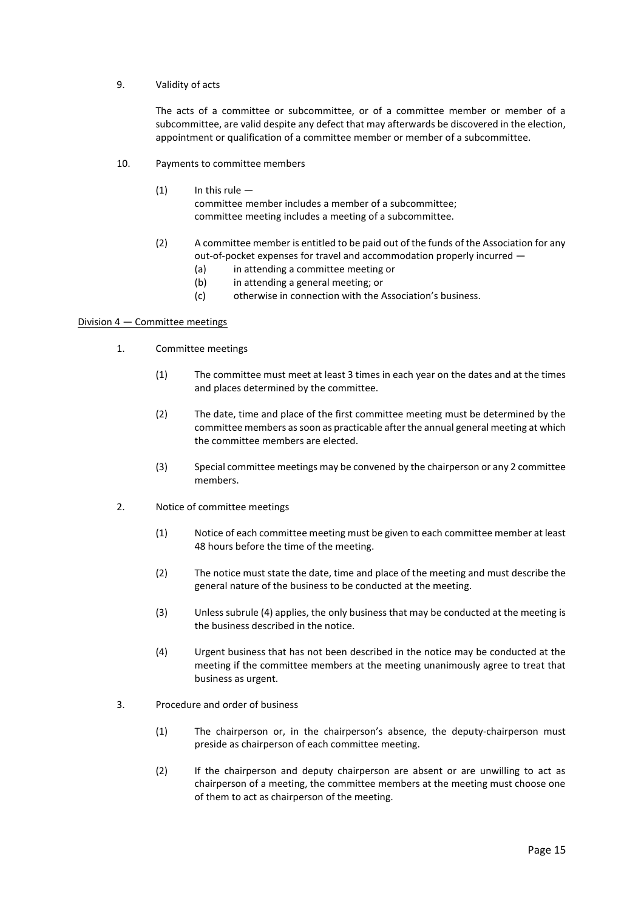9. Validity of acts

   The acts of a committee or subcommittee, or of a committee member or member of a subcommittee, are valid despite any defect that may afterwards be discovered in the election, appointment or qualification of a committee member or member of a subcommittee.

10. Payments to committee members

    (1) In this rule —
    committee member includes a member of a subcommittee;
    committee meeting includes a meeting of a subcommittee.

    (2) A committee member is entitled to be paid out of the funds of the Association for any out-of-pocket expenses for travel and accommodation properly incurred —
    - (a) in attending a committee meeting or
    - (b) in attending a general meeting; or
    - (c) otherwise in connection with the Association's business.

<u>Division 4 — Committee meetings</u>

1. Committee meetings

   (1) The committee must meet at least 3 times in each year on the dates and at the times and places determined by the committee.

   (2) The date, time and place of the first committee meeting must be determined by the committee members as soon as practicable after the annual general meeting at which the committee members are elected.

   (3) Special committee meetings may be convened by the chairperson or any 2 committee members.

2. Notice of committee meetings

   (1) Notice of each committee meeting must be given to each committee member at least 48 hours before the time of the meeting.

   (2) The notice must state the date, time and place of the meeting and must describe the general nature of the business to be conducted at the meeting.

   (3) Unless subrule (4) applies, the only business that may be conducted at the meeting is the business described in the notice.

   (4) Urgent business that has not been described in the notice may be conducted at the meeting if the committee members at the meeting unanimously agree to treat that business as urgent.

3. Procedure and order of business

   (1) The chairperson or, in the chairperson's absence, the deputy-chairperson must preside as chairperson of each committee meeting.

   (2) If the chairperson and deputy chairperson are absent or are unwilling to act as chairperson of a meeting, the committee members at the meeting must choose one of them to act as chairperson of the meeting.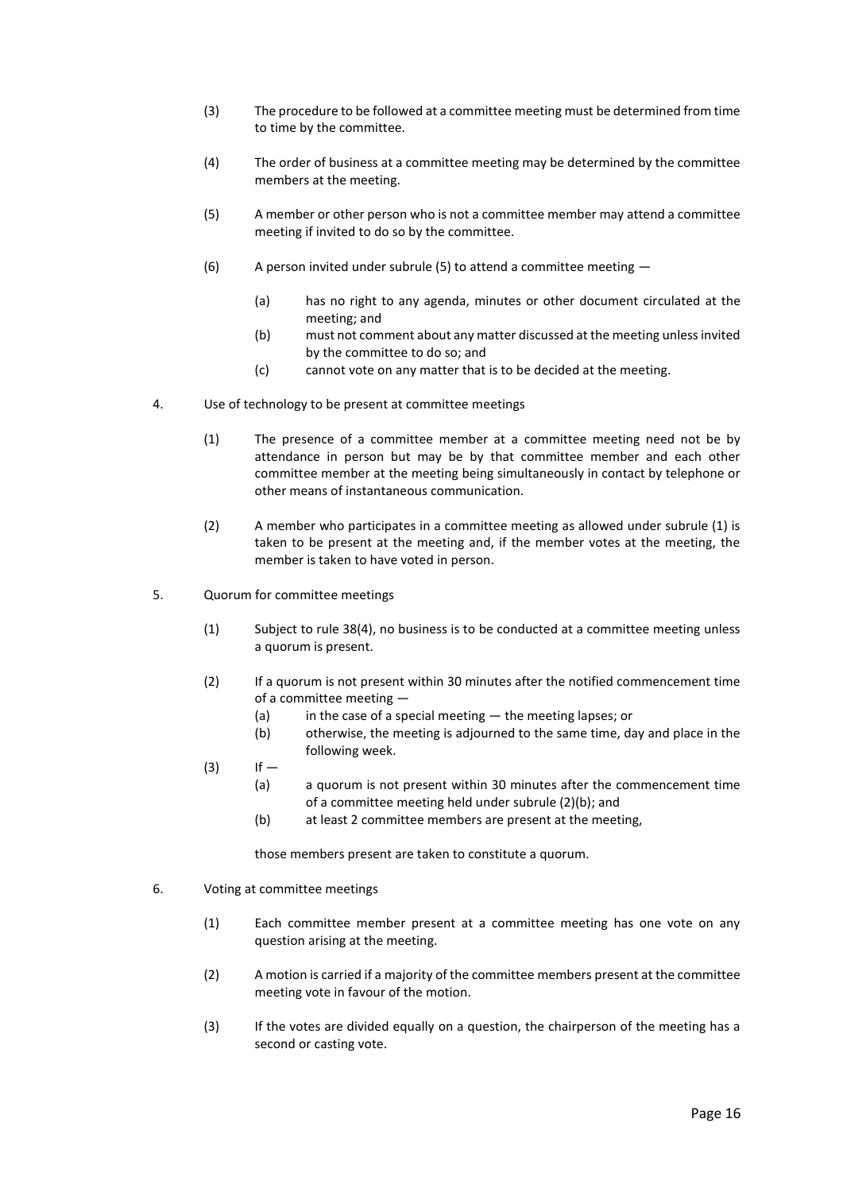(3) The procedure to be followed at a committee meeting must be determined from time to time by the committee.

(4) The order of business at a committee meeting may be determined by the committee members at the meeting.

(5) A member or other person who is not a committee member may attend a committee meeting if invited to do so by the committee.

(6) A person invited under subrule (5) to attend a committee meeting —

- (a) has no right to any agenda, minutes or other document circulated at the meeting; and
- (b) must not comment about any matter discussed at the meeting unless invited by the committee to do so; and
- (c) cannot vote on any matter that is to be decided at the meeting.

## 4. Use of technology to be present at committee meetings

(1) The presence of a committee member at a committee meeting need not be by attendance in person but may be by that committee member and each other committee member at the meeting being simultaneously in contact by telephone or other means of instantaneous communication.

(2) A member who participates in a committee meeting as allowed under subrule (1) is taken to be present at the meeting and, if the member votes at the meeting, the member is taken to have voted in person.

## 5. Quorum for committee meetings

(1) Subject to rule 38(4), no business is to be conducted at a committee meeting unless a quorum is present.

(2) If a quorum is not present within 30 minutes after the notified commencement time of a committee meeting —

- (a) in the case of a special meeting — the meeting lapses; or
- (b) otherwise, the meeting is adjourned to the same time, day and place in the following week.

(3) If —

- (a) a quorum is not present within 30 minutes after the commencement time of a committee meeting held under subrule (2)(b); and
- (b) at least 2 committee members are present at the meeting,

those members present are taken to constitute a quorum.

## 6. Voting at committee meetings

(1) Each committee member present at a committee meeting has one vote on any question arising at the meeting.

(2) A motion is carried if a majority of the committee members present at the committee meeting vote in favour of the motion.

(3) If the votes are divided equally on a question, the chairperson of the meeting has a second or casting vote.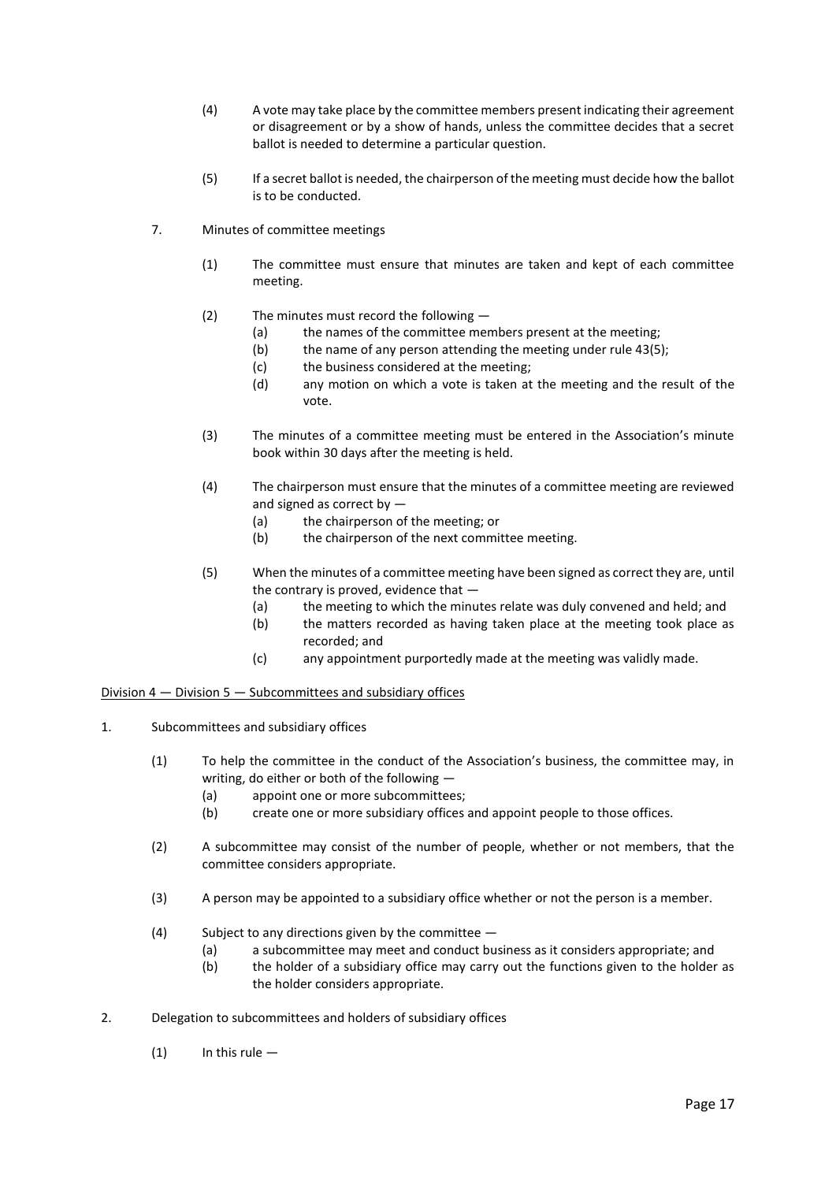(4) A vote may take place by the committee members present indicating their agreement or disagreement or by a show of hands, unless the committee decides that a secret ballot is needed to determine a particular question.

(5) If a secret ballot is needed, the chairperson of the meeting must decide how the ballot is to be conducted.

7. Minutes of committee meetings

(1) The committee must ensure that minutes are taken and kept of each committee meeting.

(2) The minutes must record the following —
 (a) the names of the committee members present at the meeting;
 (b) the name of any person attending the meeting under rule 43(5);
 (c) the business considered at the meeting;
 (d) any motion on which a vote is taken at the meeting and the result of the vote.

(3) The minutes of a committee meeting must be entered in the Association's minute book within 30 days after the meeting is held.

(4) The chairperson must ensure that the minutes of a committee meeting are reviewed and signed as correct by —
 (a) the chairperson of the meeting; or
 (b) the chairperson of the next committee meeting.

(5) When the minutes of a committee meeting have been signed as correct they are, until the contrary is proved, evidence that —
 (a) the meeting to which the minutes relate was duly convened and held; and
 (b) the matters recorded as having taken place at the meeting took place as recorded; and
 (c) any appointment purportedly made at the meeting was validly made.

<u>Division 4 — Division 5 — Subcommittees and subsidiary offices</u>

1. Subcommittees and subsidiary offices

(1) To help the committee in the conduct of the Association's business, the committee may, in writing, do either or both of the following —
 (a) appoint one or more subcommittees;
 (b) create one or more subsidiary offices and appoint people to those offices.

(2) A subcommittee may consist of the number of people, whether or not members, that the committee considers appropriate.

(3) A person may be appointed to a subsidiary office whether or not the person is a member.

(4) Subject to any directions given by the committee —
 (a) a subcommittee may meet and conduct business as it considers appropriate; and
 (b) the holder of a subsidiary office may carry out the functions given to the holder as the holder considers appropriate.

2. Delegation to subcommittees and holders of subsidiary offices

(1) In this rule —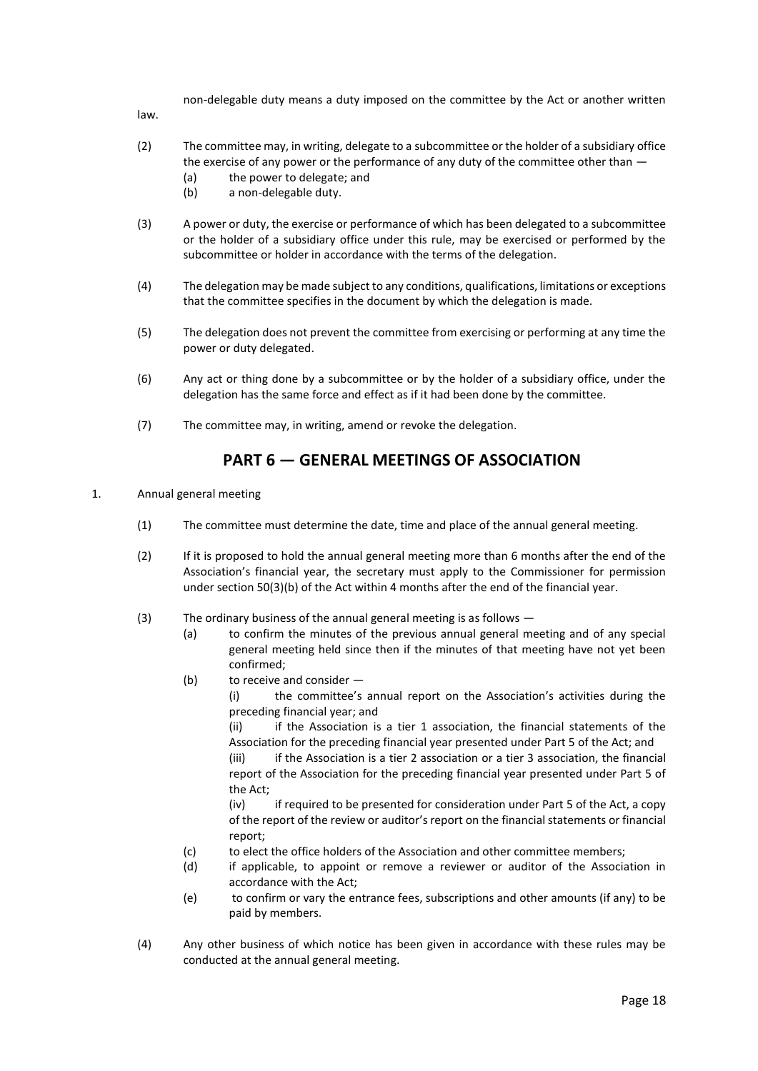non-delegable duty means a duty imposed on the committee by the Act or another written law.

(2) The committee may, in writing, delegate to a subcommittee or the holder of a subsidiary office the exercise of any power or the performance of any duty of the committee other than —
   (a) the power to delegate; and
   (b) a non-delegable duty.

(3) A power or duty, the exercise or performance of which has been delegated to a subcommittee or the holder of a subsidiary office under this rule, may be exercised or performed by the subcommittee or holder in accordance with the terms of the delegation.

(4) The delegation may be made subject to any conditions, qualifications, limitations or exceptions that the committee specifies in the document by which the delegation is made.

(5) The delegation does not prevent the committee from exercising or performing at any time the power or duty delegated.

(6) Any act or thing done by a subcommittee or by the holder of a subsidiary office, under the delegation has the same force and effect as if it had been done by the committee.

(7) The committee may, in writing, amend or revoke the delegation.

## PART 6 — GENERAL MEETINGS OF ASSOCIATION

1. Annual general meeting

(1) The committee must determine the date, time and place of the annual general meeting.

(2) If it is proposed to hold the annual general meeting more than 6 months after the end of the Association's financial year, the secretary must apply to the Commissioner for permission under section 50(3)(b) of the Act within 4 months after the end of the financial year.

(3) The ordinary business of the annual general meeting is as follows —
   (a) to confirm the minutes of the previous annual general meeting and of any special general meeting held since then if the minutes of that meeting have not yet been confirmed;
   (b) to receive and consider —
      (i) the committee's annual report on the Association's activities during the preceding financial year; and
      (ii) if the Association is a tier 1 association, the financial statements of the Association for the preceding financial year presented under Part 5 of the Act; and
      (iii) if the Association is a tier 2 association or a tier 3 association, the financial report of the Association for the preceding financial year presented under Part 5 of the Act;
      (iv) if required to be presented for consideration under Part 5 of the Act, a copy of the report of the review or auditor's report on the financial statements or financial report;
   (c) to elect the office holders of the Association and other committee members;
   (d) if applicable, to appoint or remove a reviewer or auditor of the Association in accordance with the Act;
   (e) to confirm or vary the entrance fees, subscriptions and other amounts (if any) to be paid by members.

(4) Any other business of which notice has been given in accordance with these rules may be conducted at the annual general meeting.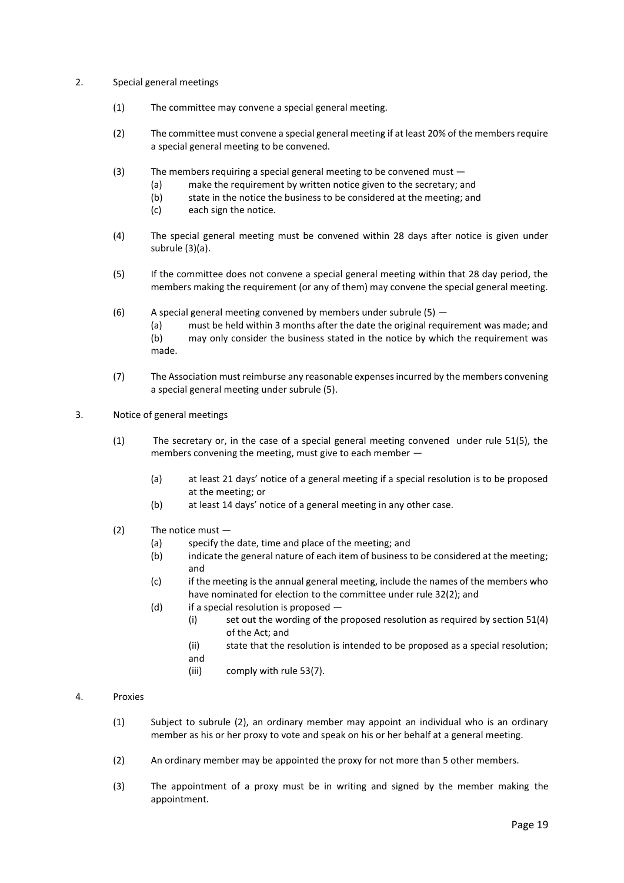2. Special general meetings

(1) The committee may convene a special general meeting.

(2) The committee must convene a special general meeting if at least 20% of the members require a special general meeting to be convened.

(3) The members requiring a special general meeting to be convened must —
   (a) make the requirement by written notice given to the secretary; and
   (b) state in the notice the business to be considered at the meeting; and
   (c) each sign the notice.

(4) The special general meeting must be convened within 28 days after notice is given under subrule (3)(a).

(5) If the committee does not convene a special general meeting within that 28 day period, the members making the requirement (or any of them) may convene the special general meeting.

(6) A special general meeting convened by members under subrule (5) —
   (a) must be held within 3 months after the date the original requirement was made; and
   (b) may only consider the business stated in the notice by which the requirement was made.

(7) The Association must reimburse any reasonable expenses incurred by the members convening a special general meeting under subrule (5).

3. Notice of general meetings

(1) The secretary or, in the case of a special general meeting convened under rule 51(5), the members convening the meeting, must give to each member —

   (a) at least 21 days' notice of a general meeting if a special resolution is to be proposed at the meeting; or
   (b) at least 14 days' notice of a general meeting in any other case.

(2) The notice must —
   (a) specify the date, time and place of the meeting; and
   (b) indicate the general nature of each item of business to be considered at the meeting; and
   (c) if the meeting is the annual general meeting, include the names of the members who have nominated for election to the committee under rule 32(2); and
   (d) if a special resolution is proposed —
      (i) set out the wording of the proposed resolution as required by section 51(4) of the Act; and
      (ii) state that the resolution is intended to be proposed as a special resolution; and
      (iii) comply with rule 53(7).

4. Proxies

(1) Subject to subrule (2), an ordinary member may appoint an individual who is an ordinary member as his or her proxy to vote and speak on his or her behalf at a general meeting.

(2) An ordinary member may be appointed the proxy for not more than 5 other members.

(3) The appointment of a proxy must be in writing and signed by the member making the appointment.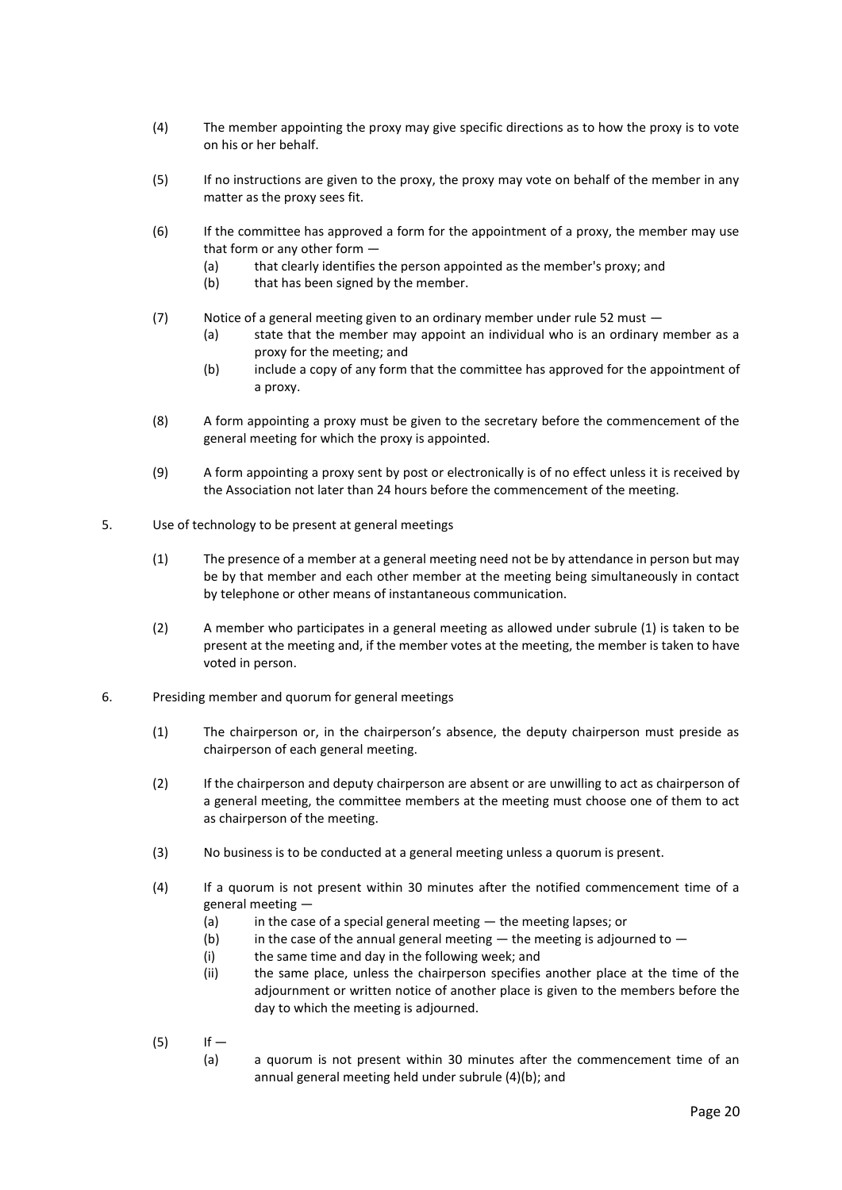(4) The member appointing the proxy may give specific directions as to how the proxy is to vote on his or her behalf.

(5) If no instructions are given to the proxy, the proxy may vote on behalf of the member in any matter as the proxy sees fit.

(6) If the committee has approved a form for the appointment of a proxy, the member may use that form or any other form —

  (a) that clearly identifies the person appointed as the member's proxy; and
  (b) that has been signed by the member.

(7) Notice of a general meeting given to an ordinary member under rule 52 must —

  (a) state that the member may appoint an individual who is an ordinary member as a proxy for the meeting; and
  (b) include a copy of any form that the committee has approved for the appointment of a proxy.

(8) A form appointing a proxy must be given to the secretary before the commencement of the general meeting for which the proxy is appointed.

(9) A form appointing a proxy sent by post or electronically is of no effect unless it is received by the Association not later than 24 hours before the commencement of the meeting.

5. Use of technology to be present at general meetings

(1) The presence of a member at a general meeting need not be by attendance in person but may be by that member and each other member at the meeting being simultaneously in contact by telephone or other means of instantaneous communication.

(2) A member who participates in a general meeting as allowed under subrule (1) is taken to be present at the meeting and, if the member votes at the meeting, the member is taken to have voted in person.

6. Presiding member and quorum for general meetings

(1) The chairperson or, in the chairperson's absence, the deputy chairperson must preside as chairperson of each general meeting.

(2) If the chairperson and deputy chairperson are absent or are unwilling to act as chairperson of a general meeting, the committee members at the meeting must choose one of them to act as chairperson of the meeting.

(3) No business is to be conducted at a general meeting unless a quorum is present.

(4) If a quorum is not present within 30 minutes after the notified commencement time of a general meeting —

  (a) in the case of a special general meeting — the meeting lapses; or
  (b) in the case of the annual general meeting — the meeting is adjourned to —
  (i) the same time and day in the following week; and
  (ii) the same place, unless the chairperson specifies another place at the time of the adjournment or written notice of another place is given to the members before the day to which the meeting is adjourned.

(5) If —

  (a) a quorum is not present within 30 minutes after the commencement time of an annual general meeting held under subrule (4)(b); and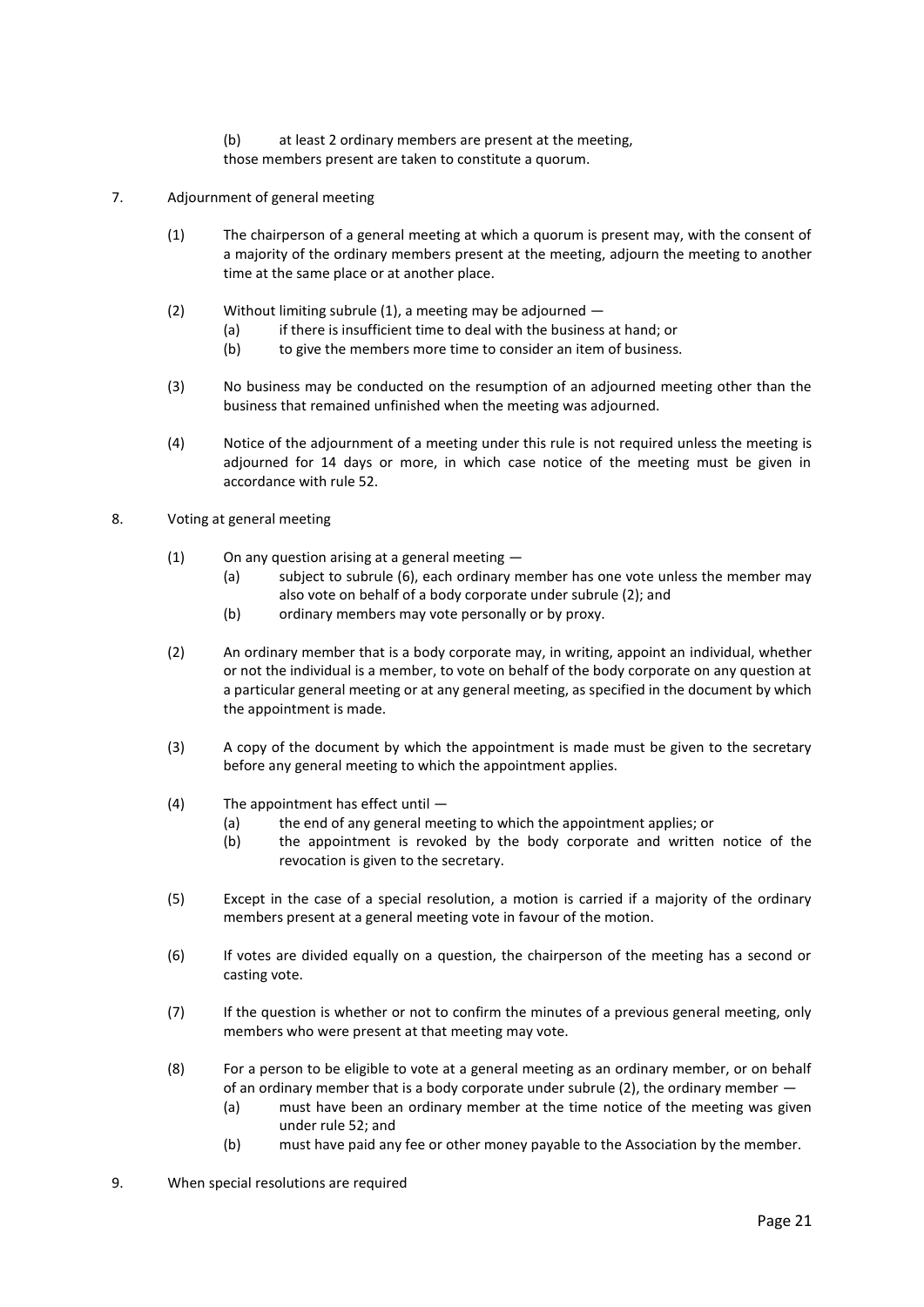(b) at least 2 ordinary members are present at the meeting,

those members present are taken to constitute a quorum.

7. Adjournment of general meeting

(1) The chairperson of a general meeting at which a quorum is present may, with the consent of a majority of the ordinary members present at the meeting, adjourn the meeting to another time at the same place or at another place.

(2) Without limiting subrule (1), a meeting may be adjourned —
   (a) if there is insufficient time to deal with the business at hand; or
   (b) to give the members more time to consider an item of business.

(3) No business may be conducted on the resumption of an adjourned meeting other than the business that remained unfinished when the meeting was adjourned.

(4) Notice of the adjournment of a meeting under this rule is not required unless the meeting is adjourned for 14 days or more, in which case notice of the meeting must be given in accordance with rule 52.

8. Voting at general meeting

(1) On any question arising at a general meeting —
   (a) subject to subrule (6), each ordinary member has one vote unless the member may also vote on behalf of a body corporate under subrule (2); and
   (b) ordinary members may vote personally or by proxy.

(2) An ordinary member that is a body corporate may, in writing, appoint an individual, whether or not the individual is a member, to vote on behalf of the body corporate on any question at a particular general meeting or at any general meeting, as specified in the document by which the appointment is made.

(3) A copy of the document by which the appointment is made must be given to the secretary before any general meeting to which the appointment applies.

(4) The appointment has effect until —
   (a) the end of any general meeting to which the appointment applies; or
   (b) the appointment is revoked by the body corporate and written notice of the revocation is given to the secretary.

(5) Except in the case of a special resolution, a motion is carried if a majority of the ordinary members present at a general meeting vote in favour of the motion.

(6) If votes are divided equally on a question, the chairperson of the meeting has a second or casting vote.

(7) If the question is whether or not to confirm the minutes of a previous general meeting, only members who were present at that meeting may vote.

(8) For a person to be eligible to vote at a general meeting as an ordinary member, or on behalf of an ordinary member that is a body corporate under subrule (2), the ordinary member —
   (a) must have been an ordinary member at the time notice of the meeting was given under rule 52; and
   (b) must have paid any fee or other money payable to the Association by the member.

9. When special resolutions are required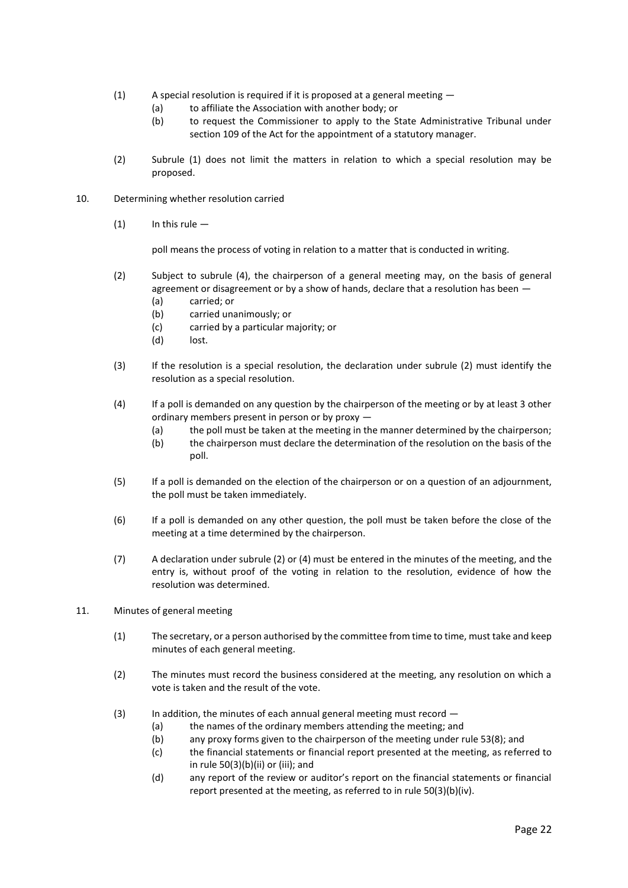(1) A special resolution is required if it is proposed at a general meeting —
  (a) to affiliate the Association with another body; or
  (b) to request the Commissioner to apply to the State Administrative Tribunal under section 109 of the Act for the appointment of a statutory manager.

(2) Subrule (1) does not limit the matters in relation to which a special resolution may be proposed.

## 10. Determining whether resolution carried

(1) In this rule —

poll means the process of voting in relation to a matter that is conducted in writing.

(2) Subject to subrule (4), the chairperson of a general meeting may, on the basis of general agreement or disagreement or by a show of hands, declare that a resolution has been —
  (a) carried; or
  (b) carried unanimously; or
  (c) carried by a particular majority; or
  (d) lost.

(3) If the resolution is a special resolution, the declaration under subrule (2) must identify the resolution as a special resolution.

(4) If a poll is demanded on any question by the chairperson of the meeting or by at least 3 other ordinary members present in person or by proxy —
  (a) the poll must be taken at the meeting in the manner determined by the chairperson;
  (b) the chairperson must declare the determination of the resolution on the basis of the poll.

(5) If a poll is demanded on the election of the chairperson or on a question of an adjournment, the poll must be taken immediately.

(6) If a poll is demanded on any other question, the poll must be taken before the close of the meeting at a time determined by the chairperson.

(7) A declaration under subrule (2) or (4) must be entered in the minutes of the meeting, and the entry is, without proof of the voting in relation to the resolution, evidence of how the resolution was determined.

## 11. Minutes of general meeting

(1) The secretary, or a person authorised by the committee from time to time, must take and keep minutes of each general meeting.

(2) The minutes must record the business considered at the meeting, any resolution on which a vote is taken and the result of the vote.

(3) In addition, the minutes of each annual general meeting must record —
  (a) the names of the ordinary members attending the meeting; and
  (b) any proxy forms given to the chairperson of the meeting under rule 53(8); and
  (c) the financial statements or financial report presented at the meeting, as referred to in rule 50(3)(b)(ii) or (iii); and
  (d) any report of the review or auditor's report on the financial statements or financial report presented at the meeting, as referred to in rule 50(3)(b)(iv).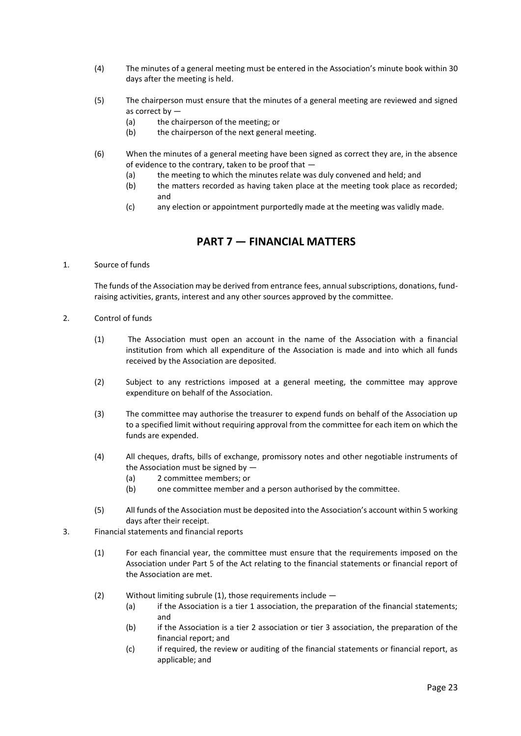(4) The minutes of a general meeting must be entered in the Association's minute book within 30 days after the meeting is held.

(5) The chairperson must ensure that the minutes of a general meeting are reviewed and signed as correct by —
  (a) the chairperson of the meeting; or
  (b) the chairperson of the next general meeting.

(6) When the minutes of a general meeting have been signed as correct they are, in the absence of evidence to the contrary, taken to be proof that —
  (a) the meeting to which the minutes relate was duly convened and held; and
  (b) the matters recorded as having taken place at the meeting took place as recorded; and
  (c) any election or appointment purportedly made at the meeting was validly made.

## PART 7 — FINANCIAL MATTERS

1. Source of funds

The funds of the Association may be derived from entrance fees, annual subscriptions, donations, fund-raising activities, grants, interest and any other sources approved by the committee.

2. Control of funds

(1) The Association must open an account in the name of the Association with a financial institution from which all expenditure of the Association is made and into which all funds received by the Association are deposited.

(2) Subject to any restrictions imposed at a general meeting, the committee may approve expenditure on behalf of the Association.

(3) The committee may authorise the treasurer to expend funds on behalf of the Association up to a specified limit without requiring approval from the committee for each item on which the funds are expended.

(4) All cheques, drafts, bills of exchange, promissory notes and other negotiable instruments of the Association must be signed by —
  (a) 2 committee members; or
  (b) one committee member and a person authorised by the committee.

(5) All funds of the Association must be deposited into the Association's account within 5 working days after their receipt.

3. Financial statements and financial reports

(1) For each financial year, the committee must ensure that the requirements imposed on the Association under Part 5 of the Act relating to the financial statements or financial report of the Association are met.

(2) Without limiting subrule (1), those requirements include —
  (a) if the Association is a tier 1 association, the preparation of the financial statements; and
  (b) if the Association is a tier 2 association or tier 3 association, the preparation of the financial report; and
  (c) if required, the review or auditing of the financial statements or financial report, as applicable; and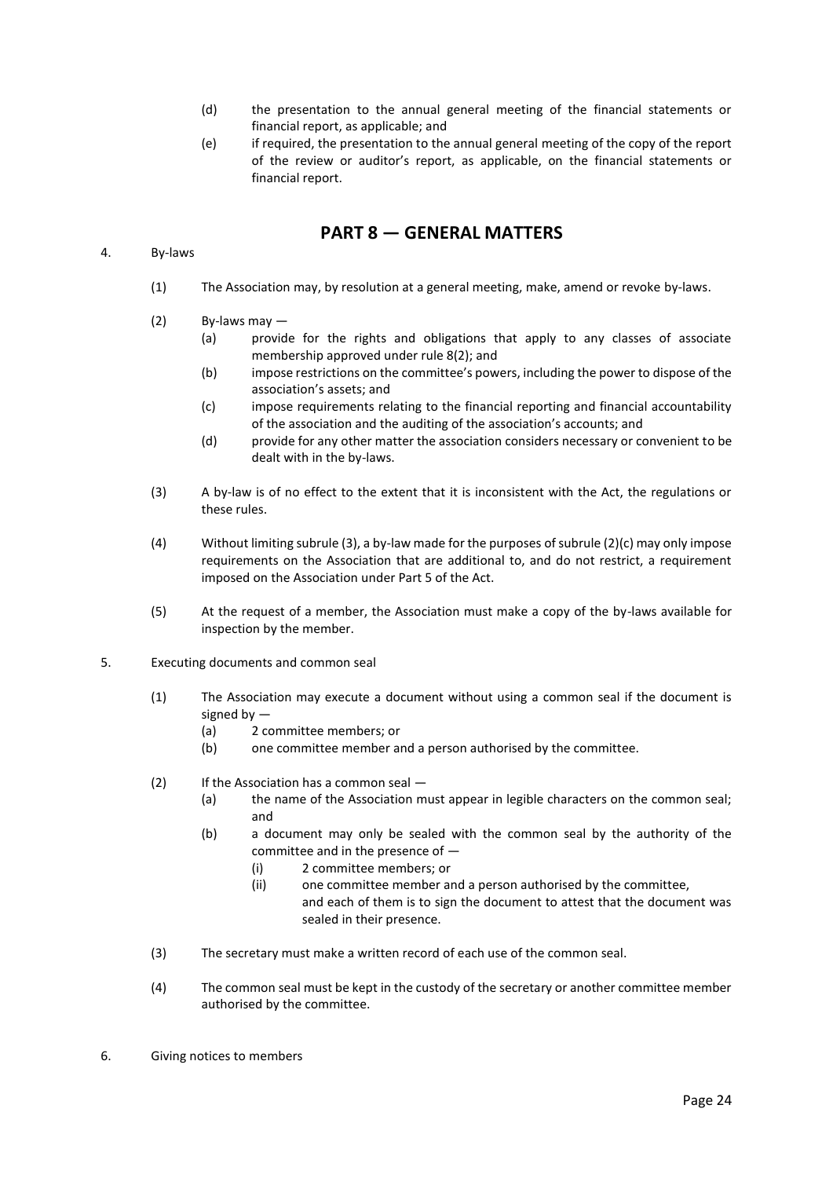(d) the presentation to the annual general meeting of the financial statements or financial report, as applicable; and

(e) if required, the presentation to the annual general meeting of the copy of the report of the review or auditor's report, as applicable, on the financial statements or financial report.

## PART 8 — GENERAL MATTERS

4. By-laws

(1) The Association may, by resolution at a general meeting, make, amend or revoke by-laws.

(2) By-laws may —
- (a) provide for the rights and obligations that apply to any classes of associate membership approved under rule 8(2); and
- (b) impose restrictions on the committee's powers, including the power to dispose of the association's assets; and
- (c) impose requirements relating to the financial reporting and financial accountability of the association and the auditing of the association's accounts; and
- (d) provide for any other matter the association considers necessary or convenient to be dealt with in the by-laws.

(3) A by-law is of no effect to the extent that it is inconsistent with the Act, the regulations or these rules.

(4) Without limiting subrule (3), a by-law made for the purposes of subrule (2)(c) may only impose requirements on the Association that are additional to, and do not restrict, a requirement imposed on the Association under Part 5 of the Act.

(5) At the request of a member, the Association must make a copy of the by-laws available for inspection by the member.

5. Executing documents and common seal

(1) The Association may execute a document without using a common seal if the document is signed by —
- (a) 2 committee members; or
- (b) one committee member and a person authorised by the committee.

(2) If the Association has a common seal —
- (a) the name of the Association must appear in legible characters on the common seal; and
- (b) a document may only be sealed with the common seal by the authority of the committee and in the presence of —
  - (i) 2 committee members; or
  - (ii) one committee member and a person authorised by the committee,

  and each of them is to sign the document to attest that the document was sealed in their presence.

(3) The secretary must make a written record of each use of the common seal.

(4) The common seal must be kept in the custody of the secretary or another committee member authorised by the committee.

6. Giving notices to members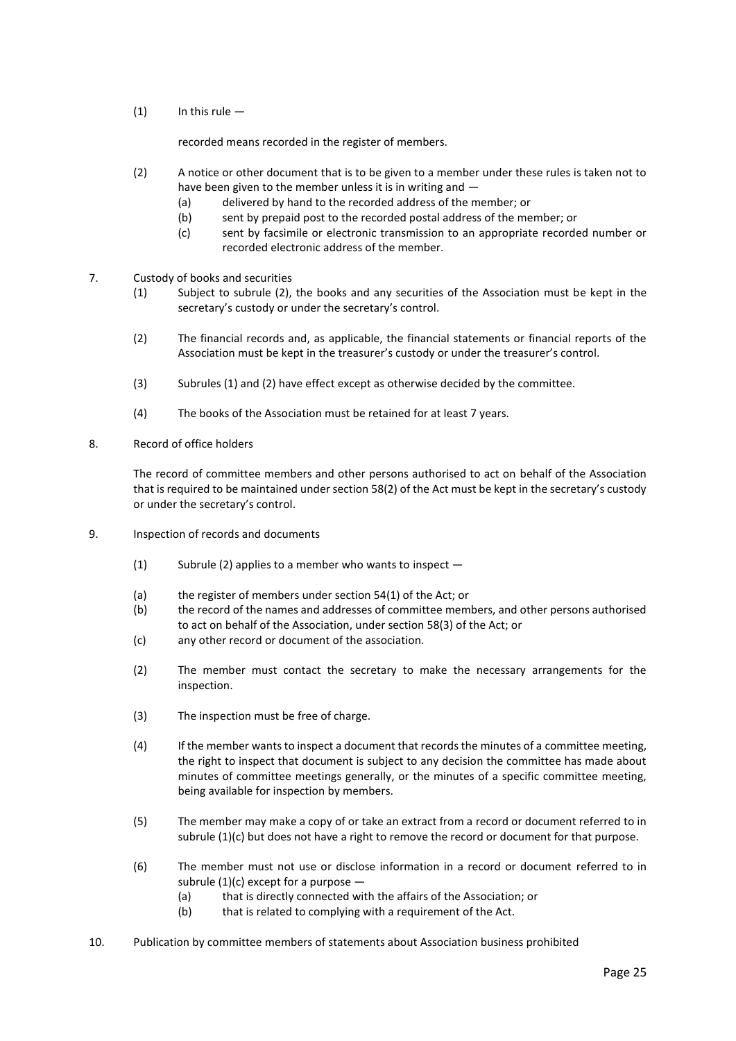(1) In this rule —

recorded means recorded in the register of members.

(2) A notice or other document that is to be given to a member under these rules is taken not to have been given to the member unless it is in writing and —

(a) delivered by hand to the recorded address of the member; or

(b) sent by prepaid post to the recorded postal address of the member; or

(c) sent by facsimile or electronic transmission to an appropriate recorded number or recorded electronic address of the member.

7. Custody of books and securities

(1) Subject to subrule (2), the books and any securities of the Association must be kept in the secretary's custody or under the secretary's control.

(2) The financial records and, as applicable, the financial statements or financial reports of the Association must be kept in the treasurer's custody or under the treasurer's control.

(3) Subrules (1) and (2) have effect except as otherwise decided by the committee.

(4) The books of the Association must be retained for at least 7 years.

8. Record of office holders

The record of committee members and other persons authorised to act on behalf of the Association that is required to be maintained under section 58(2) of the Act must be kept in the secretary's custody or under the secretary's control.

9. Inspection of records and documents

(1) Subrule (2) applies to a member who wants to inspect —

(a) the register of members under section 54(1) of the Act; or

(b) the record of the names and addresses of committee members, and other persons authorised to act on behalf of the Association, under section 58(3) of the Act; or

(c) any other record or document of the association.

(2) The member must contact the secretary to make the necessary arrangements for the inspection.

(3) The inspection must be free of charge.

(4) If the member wants to inspect a document that records the minutes of a committee meeting, the right to inspect that document is subject to any decision the committee has made about minutes of committee meetings generally, or the minutes of a specific committee meeting, being available for inspection by members.

(5) The member may make a copy of or take an extract from a record or document referred to in subrule (1)(c) but does not have a right to remove the record or document for that purpose.

(6) The member must not use or disclose information in a record or document referred to in subrule (1)(c) except for a purpose —

(a) that is directly connected with the affairs of the Association; or

(b) that is related to complying with a requirement of the Act.

10. Publication by committee members of statements about Association business prohibited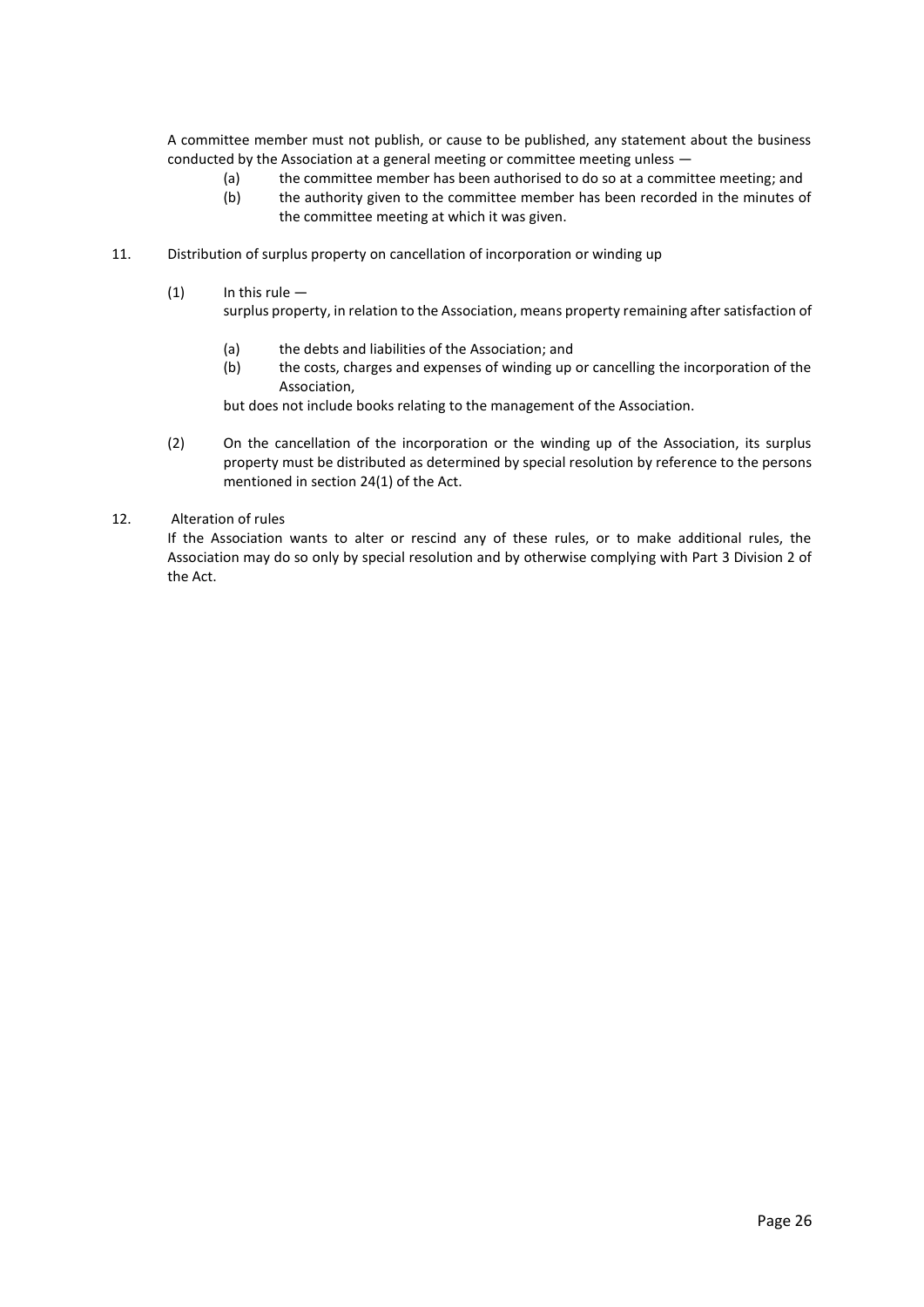A committee member must not publish, or cause to be published, any statement about the business conducted by the Association at a general meeting or committee meeting unless —

(a) the committee member has been authorised to do so at a committee meeting; and

(b) the authority given to the committee member has been recorded in the minutes of the committee meeting at which it was given.

11. Distribution of surplus property on cancellation of incorporation or winding up

(1) In this rule —
surplus property, in relation to the Association, means property remaining after satisfaction of

(a) the debts and liabilities of the Association; and

(b) the costs, charges and expenses of winding up or cancelling the incorporation of the Association,

but does not include books relating to the management of the Association.

(2) On the cancellation of the incorporation or the winding up of the Association, its surplus property must be distributed as determined by special resolution by reference to the persons mentioned in section 24(1) of the Act.

12. Alteration of rules

If the Association wants to alter or rescind any of these rules, or to make additional rules, the Association may do so only by special resolution and by otherwise complying with Part 3 Division 2 of the Act.